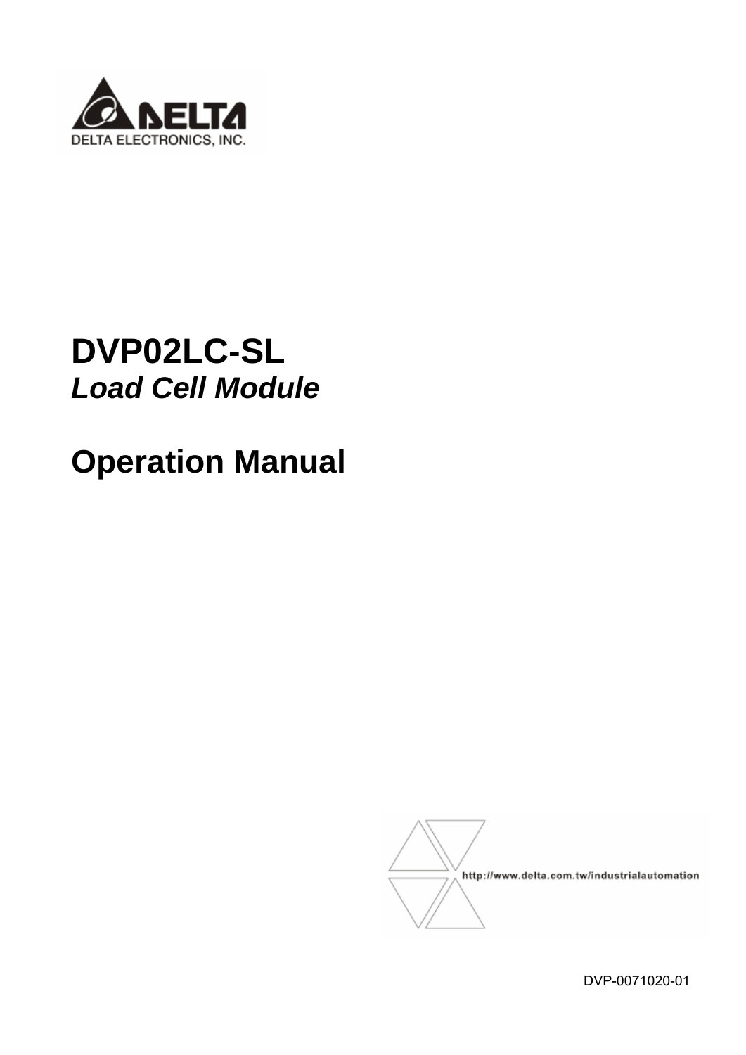DELTA ELECTRONICS, INC.

# DVP02LC-SL

## *Load Cell Module*

# Operation Manual

http://www.delta.com.tw/industrialautomation

DVP-0071020-01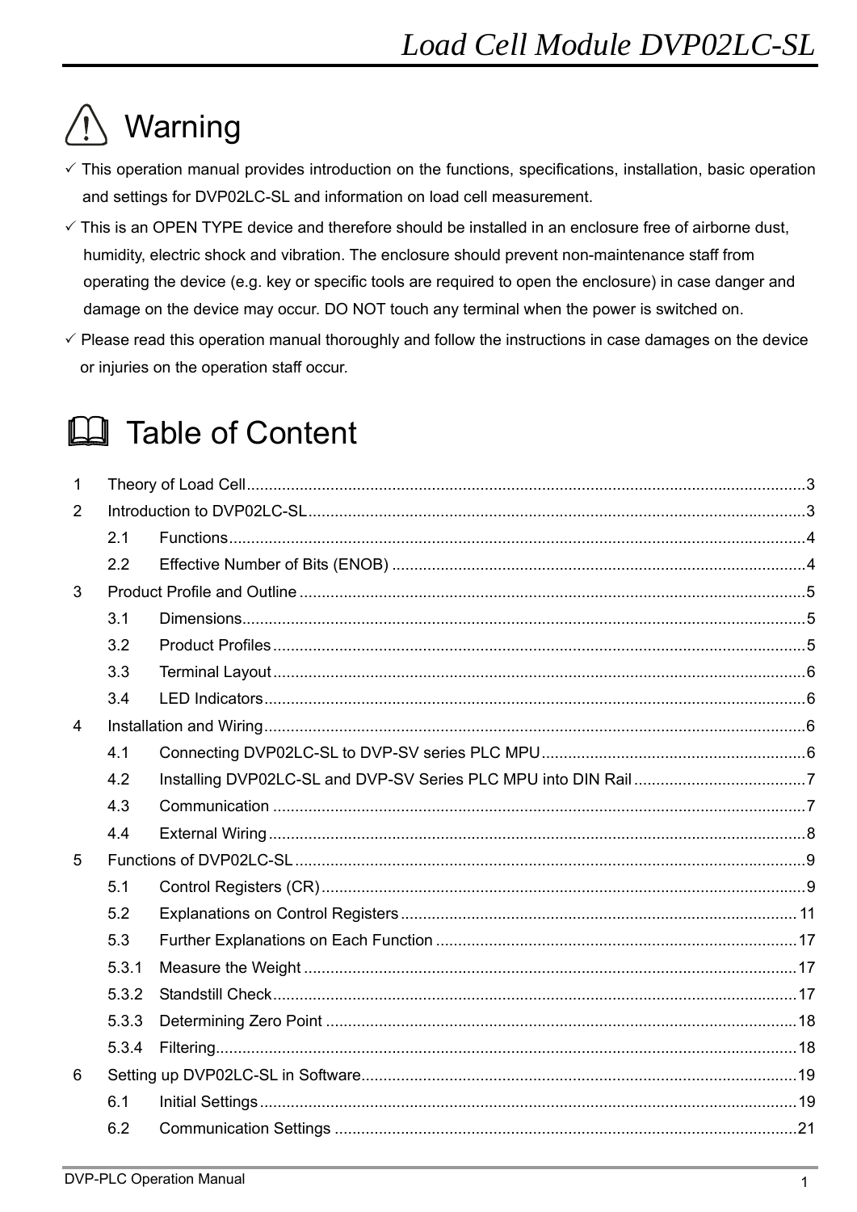# ⚠ Warning

✓ This operation manual provides introduction on the functions, specifications, installation, basic operation and settings for DVP02LC-SL and information on load cell measurement.

✓ This is an OPEN TYPE device and therefore should be installed in an enclosure free of airborne dust, humidity, electric shock and vibration. The enclosure should prevent non-maintenance staff from operating the device (e.g. key or specific tools are required to open the enclosure) in case danger and damage on the device may occur. DO NOT touch any terminal when the power is switched on.

✓ Please read this operation manual thoroughly and follow the instructions in case damages on the device or injuries on the operation staff occur.

# Table of Content

1 Theory of Load Cell....3

2 Introduction to DVP02LC-SL....3

- 2.1 Functions....4
- 2.2 Effective Number of Bits (ENOB)....4

3 Product Profile and Outline....5

- 3.1 Dimensions....5
- 3.2 Product Profiles....5
- 3.3 Terminal Layout....6
- 3.4 LED Indicators....6

4 Installation and Wiring....6

- 4.1 Connecting DVP02LC-SL to DVP-SV series PLC MPU....6
- 4.2 Installing DVP02LC-SL and DVP-SV Series PLC MPU into DIN Rail....7
- 4.3 Communication....7
- 4.4 External Wiring....8

5 Functions of DVP02LC-SL....9

- 5.1 Control Registers (CR)....9
- 5.2 Explanations on Control Registers....11
- 5.3 Further Explanations on Each Function....17
- 5.3.1 Measure the Weight....17
- 5.3.2 Standstill Check....17
- 5.3.3 Determining Zero Point....18
- 5.3.4 Filtering....18

6 Setting up DVP02LC-SL in Software....19

- 6.1 Initial Settings....19
- 6.2 Communication Settings....21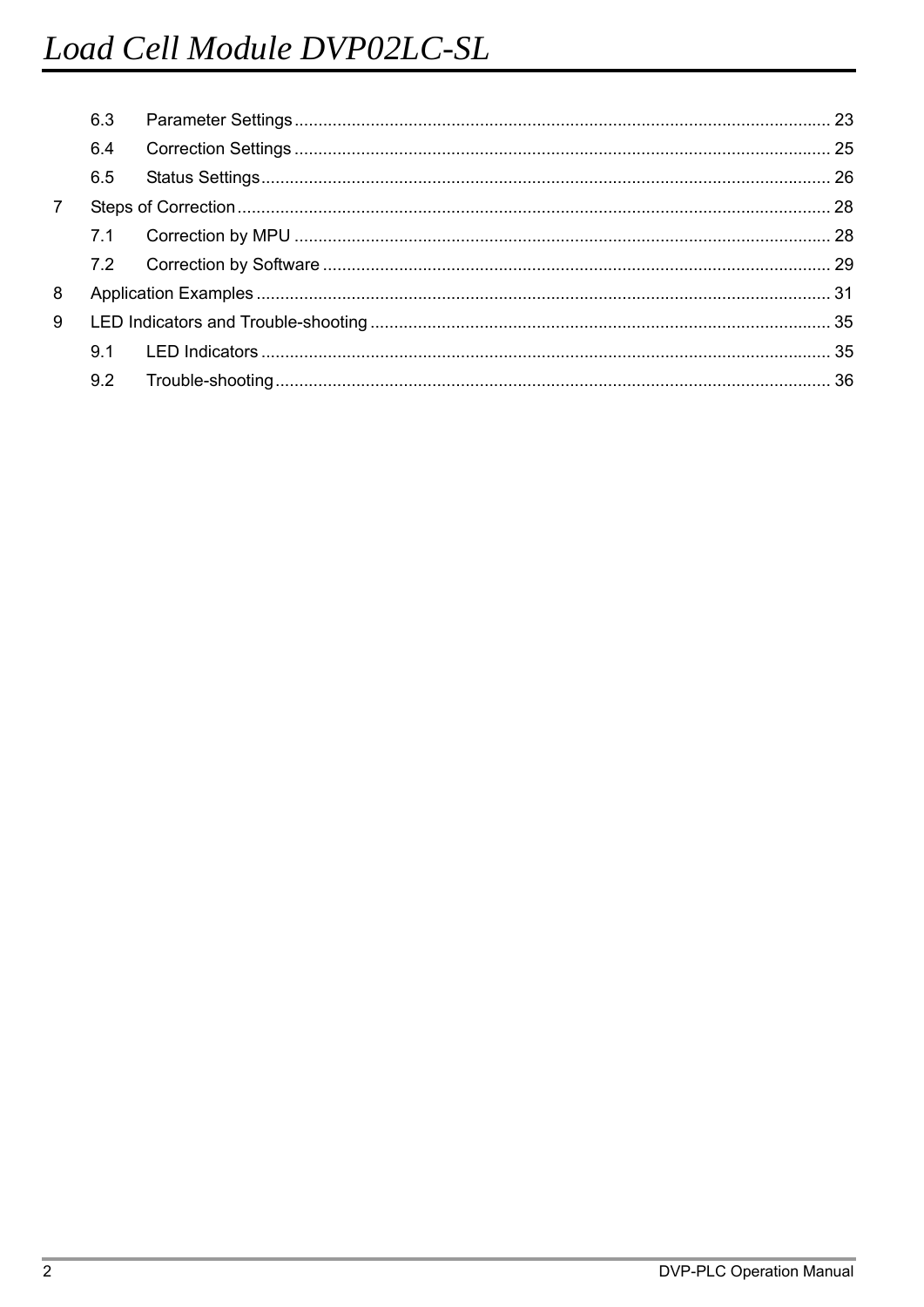| | | |
|---|---|---|
| 6.3 | Parameter Settings | 23 |
| 6.4 | Correction Settings | 25 |
| 6.5 | Status Settings | 26 |
| 7 | Steps of Correction | 28 |
| 7.1 | Correction by MPU | 28 |
| 7.2 | Correction by Software | 29 |
| 8 | Application Examples | 31 |
| 9 | LED Indicators and Trouble-shooting | 35 |
| 9.1 | LED Indicators | 35 |
| 9.2 | Trouble-shooting | 36 |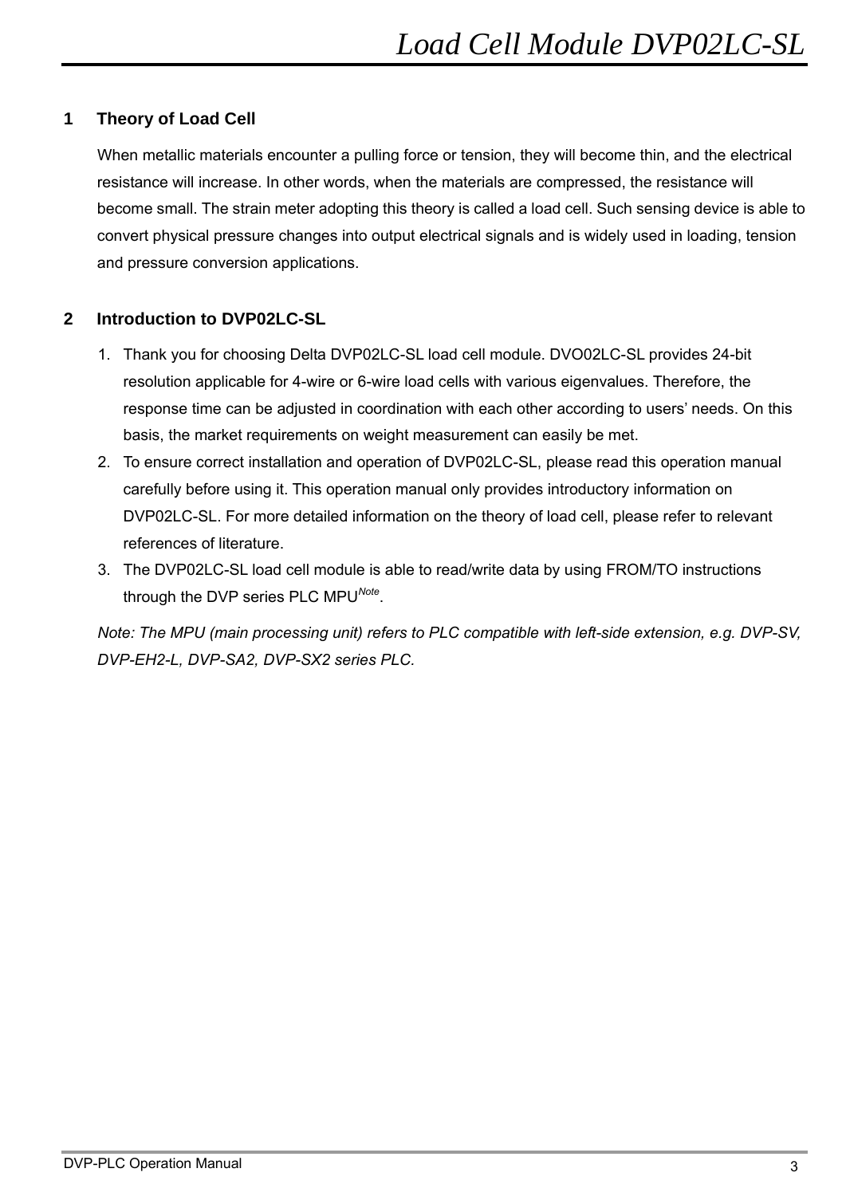## 1 Theory of Load Cell

When metallic materials encounter a pulling force or tension, they will become thin, and the electrical resistance will increase. In other words, when the materials are compressed, the resistance will become small. The strain meter adopting this theory is called a load cell. Such sensing device is able to convert physical pressure changes into output electrical signals and is widely used in loading, tension and pressure conversion applications.

## 2 Introduction to DVP02LC-SL

1. Thank you for choosing Delta DVP02LC-SL load cell module. DVO02LC-SL provides 24-bit resolution applicable for 4-wire or 6-wire load cells with various eigenvalues. Therefore, the response time can be adjusted in coordination with each other according to users' needs. On this basis, the market requirements on weight measurement can easily be met.
2. To ensure correct installation and operation of DVP02LC-SL, please read this operation manual carefully before using it. This operation manual only provides introductory information on DVP02LC-SL. For more detailed information on the theory of load cell, please refer to relevant references of literature.
3. The DVP02LC-SL load cell module is able to read/write data by using FROM/TO instructions through the DVP series PLC MPU[Note].

*Note: The MPU (main processing unit) refers to PLC compatible with left-side extension, e.g. DVP-SV, DVP-EH2-L, DVP-SA2, DVP-SX2 series PLC.*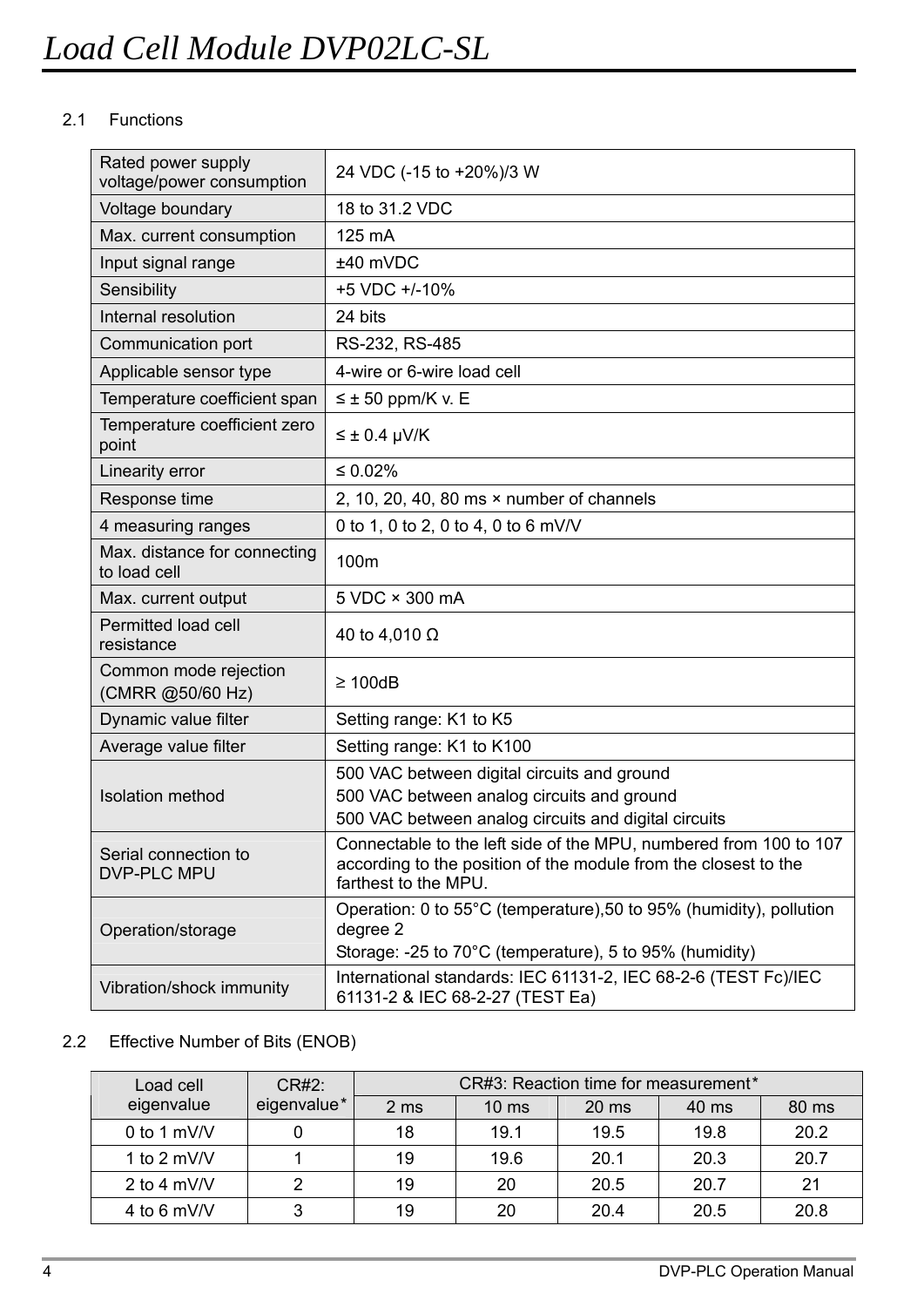## 2.1 Functions

| | |
|---|---|
| Rated power supply voltage/power consumption | 24 VDC (-15 to +20%)/3 W |
| Voltage boundary | 18 to 31.2 VDC |
| Max. current consumption | 125 mA |
| Input signal range | ±40 mVDC |
| Sensibility | +5 VDC +/-10% |
| Internal resolution | 24 bits |
| Communication port | RS-232, RS-485 |
| Applicable sensor type | 4-wire or 6-wire load cell |
| Temperature coefficient span | ≤ ± 50 ppm/K v. E |
| Temperature coefficient zero point | ≤ ± 0.4 μV/K |
| Linearity error | ≤ 0.02% |
| Response time | 2, 10, 20, 40, 80 ms × number of channels |
| 4 measuring ranges | 0 to 1, 0 to 2, 0 to 4, 0 to 6 mV/V |
| Max. distance for connecting to load cell | 100m |
| Max. current output | 5 VDC × 300 mA |
| Permitted load cell resistance | 40 to 4,010 Ω |
| Common mode rejection (CMRR @50/60 Hz) | ≥ 100dB |
| Dynamic value filter | Setting range: K1 to K5 |
| Average value filter | Setting range: K1 to K100 |
| Isolation method | 500 VAC between digital circuits and ground<br>500 VAC between analog circuits and ground<br>500 VAC between analog circuits and digital circuits |
| Serial connection to DVP-PLC MPU | Connectable to the left side of the MPU, numbered from 100 to 107 according to the position of the module from the closest to the farthest to the MPU. |
| Operation/storage | Operation: 0 to 55°C (temperature),50 to 95% (humidity), pollution degree 2<br>Storage: -25 to 70°C (temperature), 5 to 95% (humidity) |
| Vibration/shock immunity | International standards: IEC 61131-2, IEC 68-2-6 (TEST Fc)/IEC 61131-2 & IEC 68-2-27 (TEST Ea) |

## 2.2 Effective Number of Bits (ENOB)

| Load cell eigenvalue | CR#2: eigenvalue* | CR#3: Reaction time for measurement* | | | | |
|---|---|---|---|---|---|---|
| | | 2 ms | 10 ms | 20 ms | 40 ms | 80 ms |
| 0 to 1 mV/V | 0 | 18 | 19.1 | 19.5 | 19.8 | 20.2 |
| 1 to 2 mV/V | 1 | 19 | 19.6 | 20.1 | 20.3 | 20.7 |
| 2 to 4 mV/V | 2 | 19 | 20 | 20.5 | 20.7 | 21 |
| 4 to 6 mV/V | 3 | 19 | 20 | 20.4 | 20.5 | 20.8 |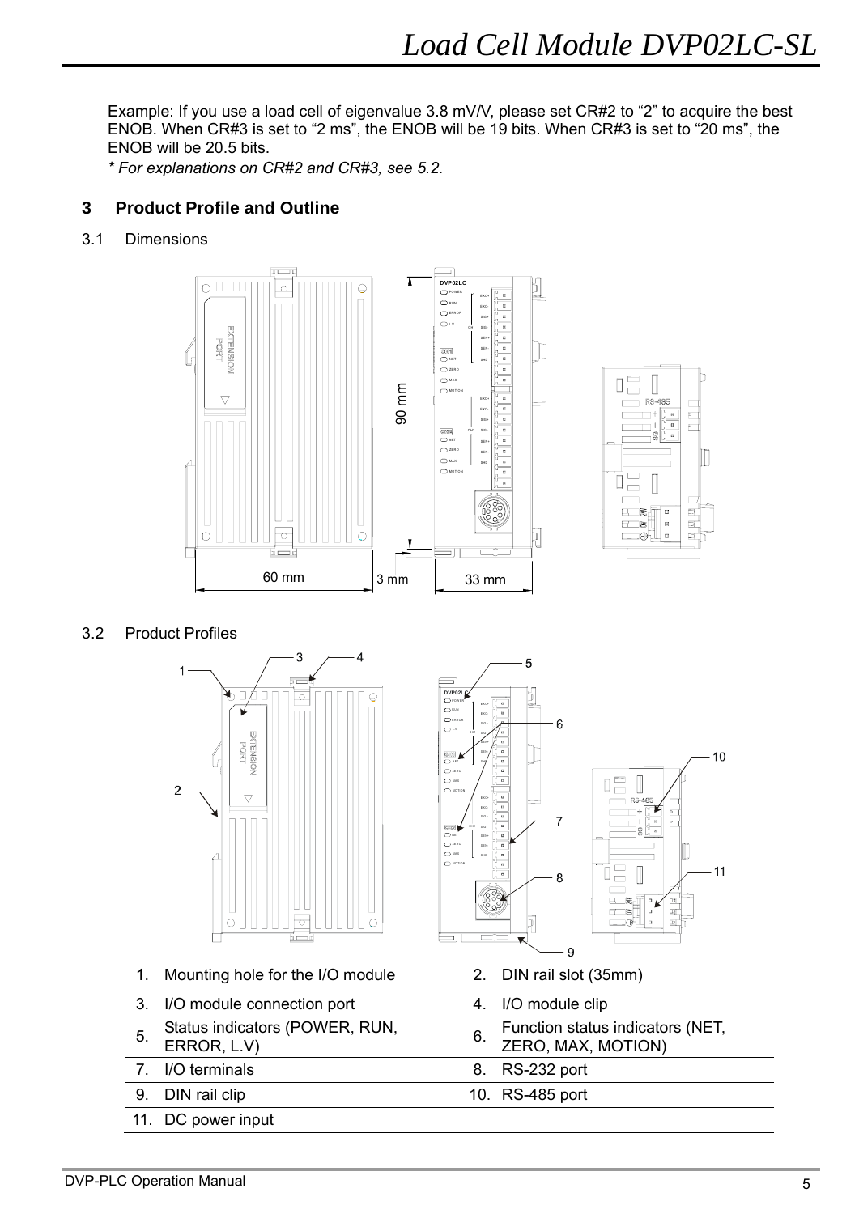Example: If you use a load cell of eigenvalue 3.8 mV/V, please set CR#2 to “2” to acquire the best ENOB. When CR#3 is set to “2 ms”, the ENOB will be 19 bits. When CR#3 is set to “20 ms”, the ENOB will be 20.5 bits.

*\* For explanations on CR#2 and CR#3, see 5.2.*

## 3 Product Profile and Outline

### 3.1 Dimensions

### 3.2 Product Profiles

| | | | |
|---|---|---|---|
| 1. | Mounting hole for the I/O module | 2. | DIN rail slot (35mm) |
| 3. | I/O module connection port | 4. | I/O module clip |
| 5. | Status indicators (POWER, RUN, ERROR, L.V) | 6. | Function status indicators (NET, ZERO, MAX, MOTION) |
| 7. | I/O terminals | 8. | RS-232 port |
| 9. | DIN rail clip | 10. | RS-485 port |
| 11. | DC power input | | |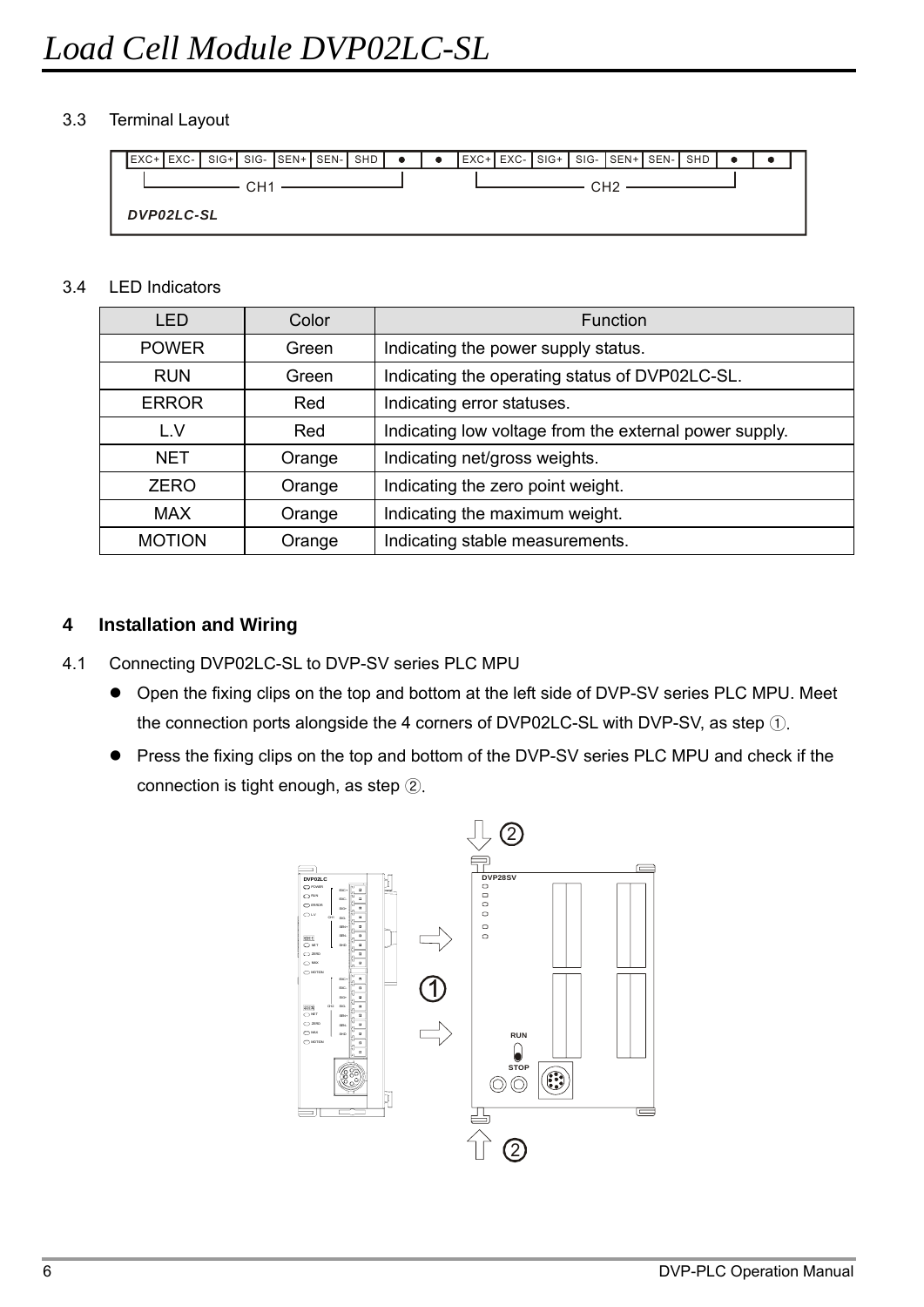3.3 Terminal Layout

| EXC+ | EXC- | SIG+ | SIG- | SEN+ | SEN- | SHD | ● | ● | EXC+ | EXC- | SIG+ | SIG- | SEN+ | SEN- | SHD | ● | ● |
|---|---|---|---|---|---|---|---|---|---|---|---|---|---|---|---|---|---|
| CH1 | | | | | | | | | CH2 | | | | | | | | |

DVP02LC-SL

3.4 LED Indicators

| LED | Color | Function |
|---|---|---|
| POWER | Green | Indicating the power supply status. |
| RUN | Green | Indicating the operating status of DVP02LC-SL. |
| ERROR | Red | Indicating error statuses. |
| L.V | Red | Indicating low voltage from the external power supply. |
| NET | Orange | Indicating net/gross weights. |
| ZERO | Orange | Indicating the zero point weight. |
| MAX | Orange | Indicating the maximum weight. |
| MOTION | Orange | Indicating stable measurements. |

## 4 Installation and Wiring

4.1 Connecting DVP02LC-SL to DVP-SV series PLC MPU

- Open the fixing clips on the top and bottom at the left side of DVP-SV series PLC MPU. Meet the connection ports alongside the 4 corners of DVP02LC-SL with DVP-SV, as step ①.
- Press the fixing clips on the top and bottom of the DVP-SV series PLC MPU and check if the connection is tight enough, as step ②.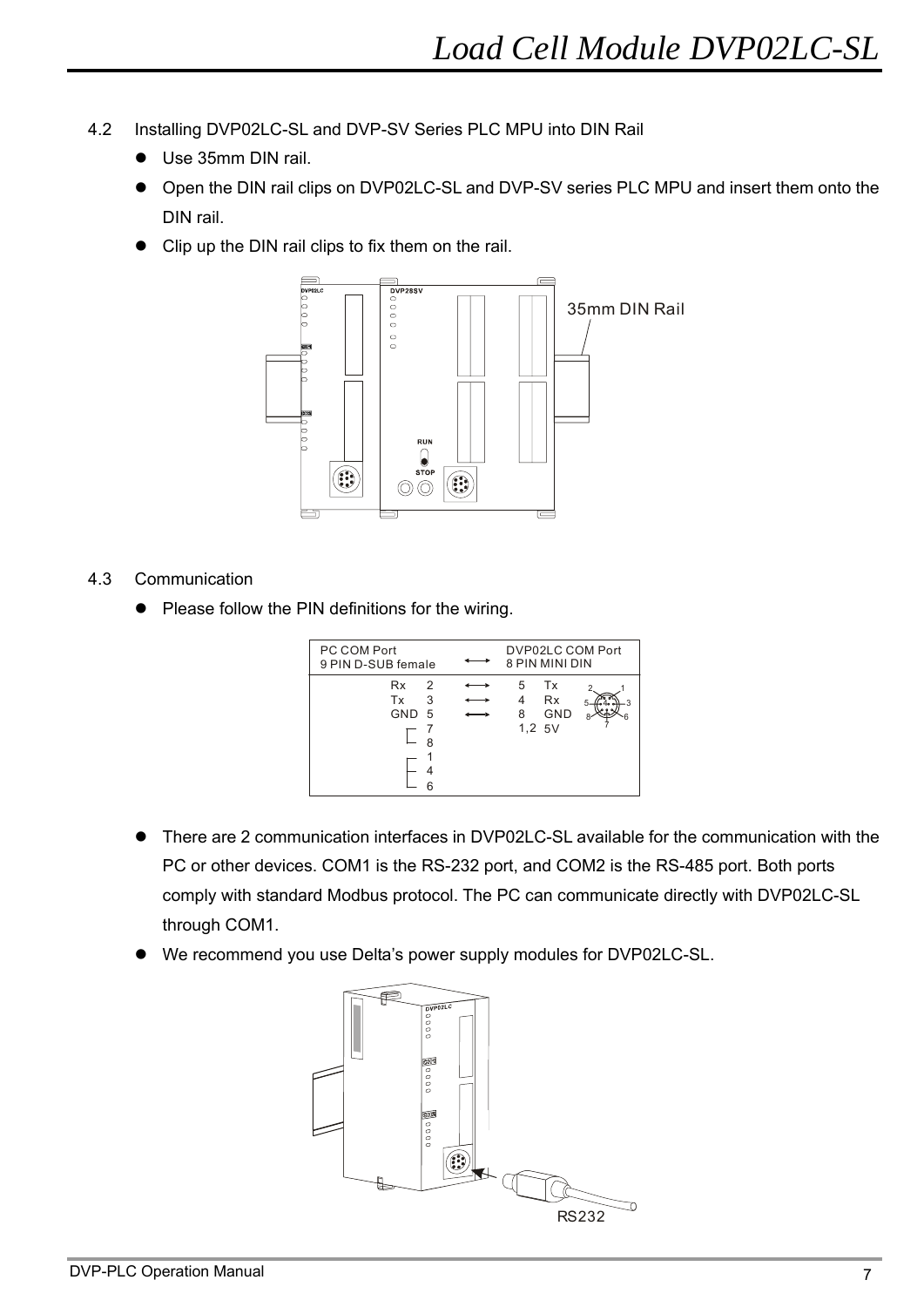4.2 Installing DVP02LC-SL and DVP-SV Series PLC MPU into DIN Rail

- Use 35mm DIN rail.
- Open the DIN rail clips on DVP02LC-SL and DVP-SV series PLC MPU and insert them onto the DIN rail.
- Clip up the DIN rail clips to fix them on the rail.

4.3 Communication

- Please follow the PIN definitions for the wiring.

| PC COM Port 9 PIN D-SUB female | | ←→ | DVP02LC COM Port 8 PIN MINI DIN | |
|---|---|---|---|---|
| Rx | 2 | ←→ | 5 | Tx |
| Tx | 3 | ←→ | 4 | Rx |
| GND | 5 | ←→ | 8 | GND |
| | 7, 8 (shorted) | | 1,2 | 5V |
| | 1, 4, 6 (shorted) | | | |

- There are 2 communication interfaces in DVP02LC-SL available for the communication with the PC or other devices. COM1 is the RS-232 port, and COM2 is the RS-485 port. Both ports comply with standard Modbus protocol. The PC can communicate directly with DVP02LC-SL through COM1.
- We recommend you use Delta's power supply modules for DVP02LC-SL.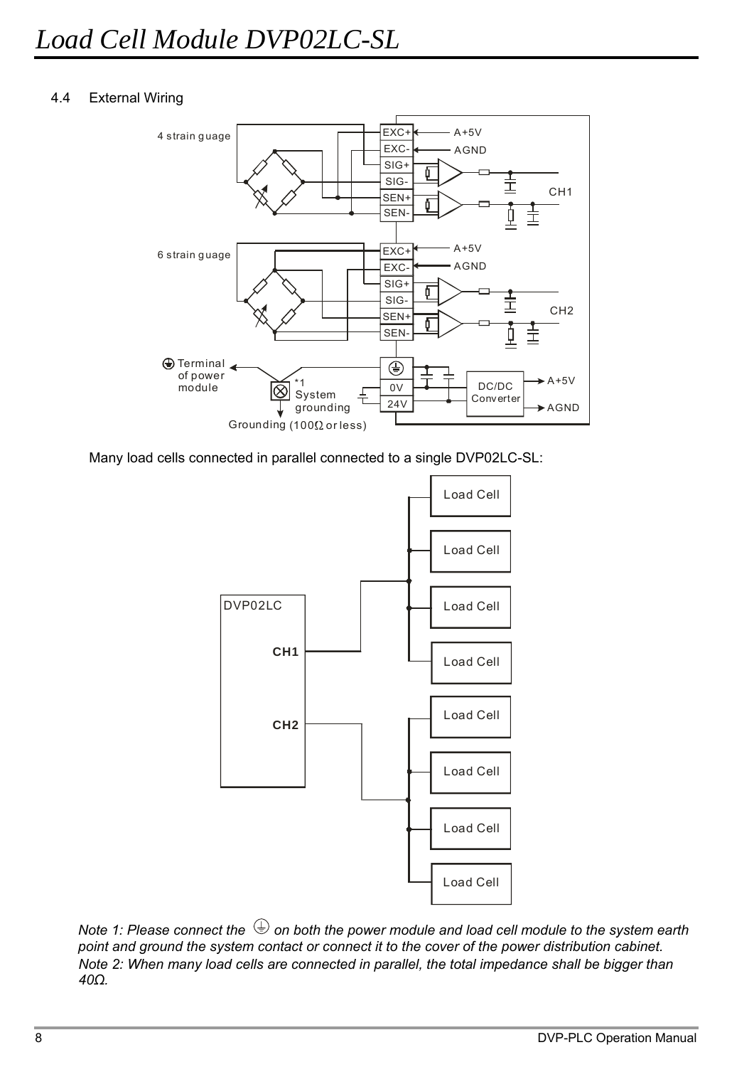## 4.4 External Wiring

Many load cells connected in parallel connected to a single DVP02LC-SL:

*Note 1: Please connect the ⏚ on both the power module and load cell module to the system earth point and ground the system contact or connect it to the cover of the power distribution cabinet.*

*Note 2: When many load cells are connected in parallel, the total impedance shall be bigger than 40Ω.*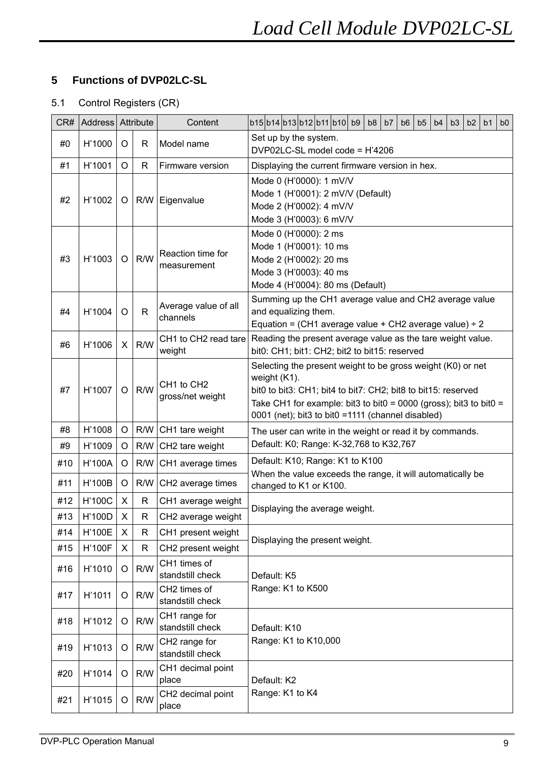## 5 Functions of DVP02LC-SL

### 5.1 Control Registers (CR)

| CR# | Address | Attribute | | Content | b15 b14 b13 b12 b11 b10 b9 b8 b7 b6 b5 b4 b3 b2 b1 b0 |
|---|---|---|---|---|---|
| #0 | H'1000 | O | R | Model name | Set up by the system.<br>DVP02LC-SL model code = H'4206 |
| #1 | H'1001 | O | R | Firmware version | Displaying the current firmware version in hex. |
| #2 | H'1002 | O | R/W | Eigenvalue | Mode 0 (H'0000): 1 mV/V<br>Mode 1 (H'0001): 2 mV/V (Default)<br>Mode 2 (H'0002): 4 mV/V<br>Mode 3 (H'0003): 6 mV/V |
| #3 | H'1003 | O | R/W | Reaction time for measurement | Mode 0 (H'0000): 2 ms<br>Mode 1 (H'0001): 10 ms<br>Mode 2 (H'0002): 20 ms<br>Mode 3 (H'0003): 40 ms<br>Mode 4 (H'0004): 80 ms (Default) |
| #4 | H'1004 | O | R | Average value of all channels | Summing up the CH1 average value and CH2 average value and equalizing them.<br>Equation = (CH1 average value + CH2 average value) ÷ 2 |
| #6 | H'1006 | X | R/W | CH1 to CH2 read tare weight | Reading the present average value as the tare weight value.<br>bit0: CH1; bit1: CH2; bit2 to bit15: reserved |
| #7 | H'1007 | O | R/W | CH1 to CH2 gross/net weight | Selecting the present weight to be gross weight (K0) or net weight (K1).<br>bit0 to bit3: CH1; bit4 to bit7: CH2; bit8 to bit15: reserved<br>Take CH1 for example: bit3 to bit0 = 0000 (gross); bit3 to bit0 = 0001 (net); bit3 to bit0 =1111 (channel disabled) |
| #8 | H'1008 | O | R/W | CH1 tare weight | The user can write in the weight or read it by commands.<br>Default: K0; Range: K-32,768 to K32,767 |
| #9 | H'1009 | O | R/W | CH2 tare weight | |
| #10 | H'100A | O | R/W | CH1 average times | Default: K10; Range: K1 to K100<br>When the value exceeds the range, it will automatically be changed to K1 or K100. |
| #11 | H'100B | O | R/W | CH2 average times | |
| #12 | H'100C | X | R | CH1 average weight | Displaying the average weight. |
| #13 | H'100D | X | R | CH2 average weight | |
| #14 | H'100E | X | R | CH1 present weight | Displaying the present weight. |
| #15 | H'100F | X | R | CH2 present weight | |
| #16 | H'1010 | O | R/W | CH1 times of standstill check | Default: K5<br>Range: K1 to K500 |
| #17 | H'1011 | O | R/W | CH2 times of standstill check | |
| #18 | H'1012 | O | R/W | CH1 range for standstill check | Default: K10<br>Range: K1 to K10,000 |
| #19 | H'1013 | O | R/W | CH2 range for standstill check | |
| #20 | H'1014 | O | R/W | CH1 decimal point place | Default: K2<br>Range: K1 to K4 |
| #21 | H'1015 | O | R/W | CH2 decimal point place | |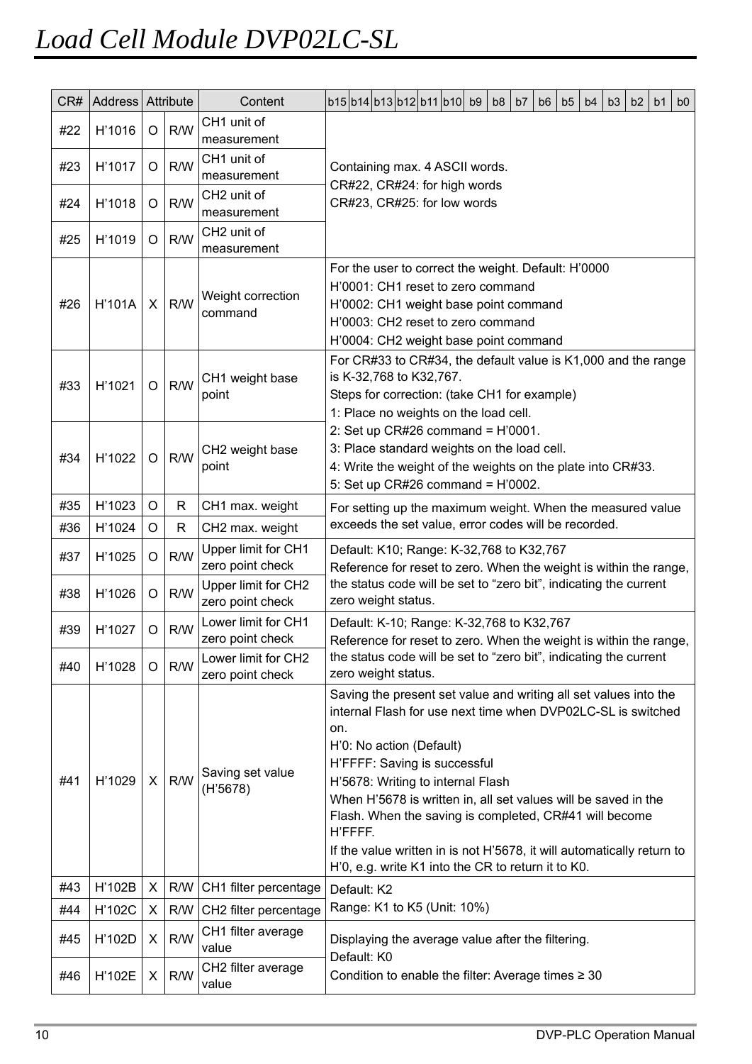| CR# | Address | Attribute | | Content | b15 b14 b13 b12 b11 b10 b9 b8 b7 b6 b5 b4 b3 b2 b1 b0 |
|---|---|---|---|---|---|
| #22 | H'1016 | O | R/W | CH1 unit of measurement | Containing max. 4 ASCII words.<br>CR#22, CR#24: for high words<br>CR#23, CR#25: for low words |
| #23 | H'1017 | O | R/W | CH1 unit of measurement | |
| #24 | H'1018 | O | R/W | CH2 unit of measurement | |
| #25 | H'1019 | O | R/W | CH2 unit of measurement | |
| #26 | H'101A | X | R/W | Weight correction command | For the user to correct the weight. Default: H'0000<br>H'0001: CH1 reset to zero command<br>H'0002: CH1 weight base point command<br>H'0003: CH2 reset to zero command<br>H'0004: CH2 weight base point command |
| #33 | H'1021 | O | R/W | CH1 weight base point | For CR#33 to CR#34, the default value is K1,000 and the range is K-32,768 to K32,767.<br>Steps for correction: (take CH1 for example)<br>1: Place no weights on the load cell.<br>2: Set up CR#26 command = H'0001.<br>3: Place standard weights on the load cell.<br>4: Write the weight of the weights on the plate into CR#33.<br>5: Set up CR#26 command = H'0002. |
| #34 | H'1022 | O | R/W | CH2 weight base point | |
| #35 | H'1023 | O | R | CH1 max. weight | For setting up the maximum weight. When the measured value exceeds the set value, error codes will be recorded. |
| #36 | H'1024 | O | R | CH2 max. weight | |
| #37 | H'1025 | O | R/W | Upper limit for CH1 zero point check | Default: K10; Range: K-32,768 to K32,767<br>Reference for reset to zero. When the weight is within the range, the status code will be set to "zero bit", indicating the current zero weight status. |
| #38 | H'1026 | O | R/W | Upper limit for CH2 zero point check | |
| #39 | H'1027 | O | R/W | Lower limit for CH1 zero point check | Default: K-10; Range: K-32,768 to K32,767<br>Reference for reset to zero. When the weight is within the range, the status code will be set to "zero bit", indicating the current zero weight status. |
| #40 | H'1028 | O | R/W | Lower limit for CH2 zero point check | |
| #41 | H'1029 | X | R/W | Saving set value (H'5678) | Saving the present set value and writing all set values into the internal Flash for use next time when DVP02LC-SL is switched on.<br>H'0: No action (Default)<br>H'FFFF: Saving is successful<br>H'5678: Writing to internal Flash<br>When H'5678 is written in, all set values will be saved in the Flash. When the saving is completed, CR#41 will become H'FFFF.<br>If the value written in is not H'5678, it will automatically return to H'0, e.g. write K1 into the CR to return it to K0. |
| #43 | H'102B | X | R/W | CH1 filter percentage | Default: K2<br>Range: K1 to K5 (Unit: 10%) |
| #44 | H'102C | X | R/W | CH2 filter percentage | |
| #45 | H'102D | X | R/W | CH1 filter average value | Displaying the average value after the filtering.<br>Default: K0<br>Condition to enable the filter: Average times ≥ 30 |
| #46 | H'102E | X | R/W | CH2 filter average value | |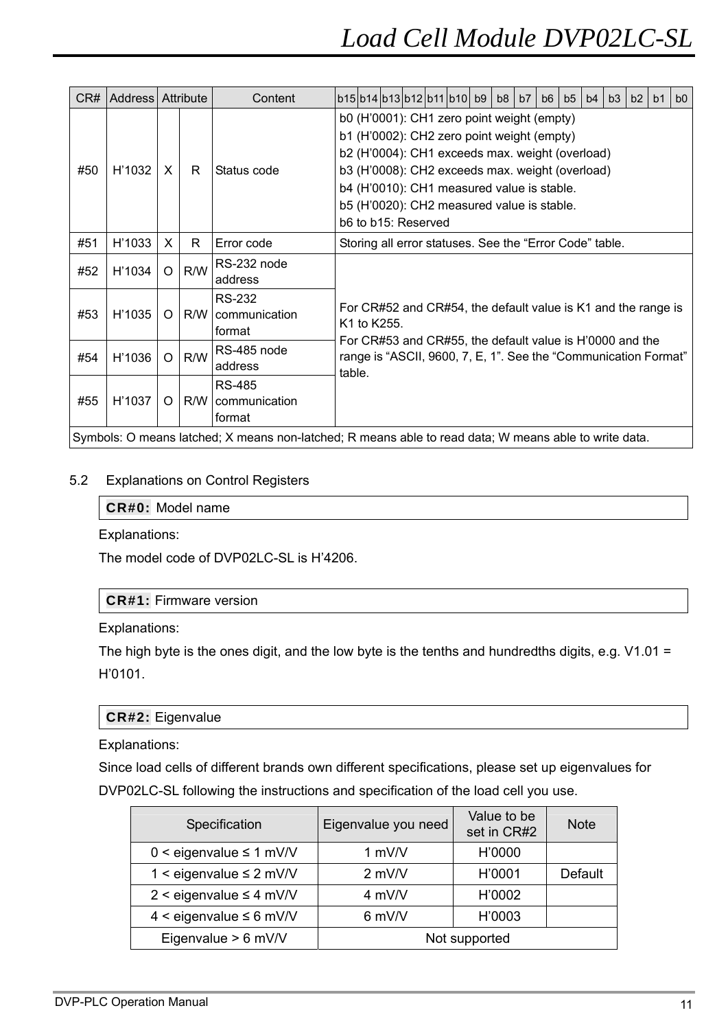| CR# | Address | Attribute | | Content | b15 | b14 | b13 | b12 | b11 | b10 | b9 | b8 | b7 | b6 | b5 | b4 | b3 | b2 | b1 | b0 |
|---|---|---|---|---|---|---|---|---|---|---|---|---|---|---|---|---|---|---|---|---|
| #50 | H'1032 | X | R | Status code | b0 (H'0001): CH1 zero point weight (empty)<br>b1 (H'0002): CH2 zero point weight (empty)<br>b2 (H'0004): CH1 exceeds max. weight (overload)<br>b3 (H'0008): CH2 exceeds max. weight (overload)<br>b4 (H'0010): CH1 measured value is stable.<br>b5 (H'0020): CH2 measured value is stable.<br>b6 to b15: Reserved | | | | | | | | | | | | | | | |
| #51 | H'1033 | X | R | Error code | Storing all error statuses. See the "Error Code" table. | | | | | | | | | | | | | | | |
| #52 | H'1034 | O | R/W | RS-232 node address | For CR#52 and CR#54, the default value is K1 and the range is K1 to K255.<br>For CR#53 and CR#55, the default value is H'0000 and the range is "ASCII, 9600, 7, E, 1". See the "Communication Format" table. | | | | | | | | | | | | | | | |
| #53 | H'1035 | O | R/W | RS-232 communication format | | | | | | | | | | | | | | | | |
| #54 | H'1036 | O | R/W | RS-485 node address | | | | | | | | | | | | | | | | |
| #55 | H'1037 | O | R/W | RS-485 communication format | | | | | | | | | | | | | | | | |

Symbols: O means latched; X means non-latched; R means able to read data; W means able to write data.

5.2 Explanations on Control Registers

**CR#0:** Model name

Explanations:

The model code of DVP02LC-SL is H'4206.

**CR#1:** Firmware version

Explanations:

The high byte is the ones digit, and the low byte is the tenths and hundredths digits, e.g. V1.01 = H'0101.

**CR#2:** Eigenvalue

Explanations:

Since load cells of different brands own different specifications, please set up eigenvalues for DVP02LC-SL following the instructions and specification of the load cell you use.

| Specification | Eigenvalue you need | Value to be set in CR#2 | Note |
|---|---|---|---|
| 0 < eigenvalue ≤ 1 mV/V | 1 mV/V | H'0000 | |
| 1 < eigenvalue ≤ 2 mV/V | 2 mV/V | H'0001 | Default |
| 2 < eigenvalue ≤ 4 mV/V | 4 mV/V | H'0002 | |
| 4 < eigenvalue ≤ 6 mV/V | 6 mV/V | H'0003 | |
| Eigenvalue > 6 mV/V | Not supported | | |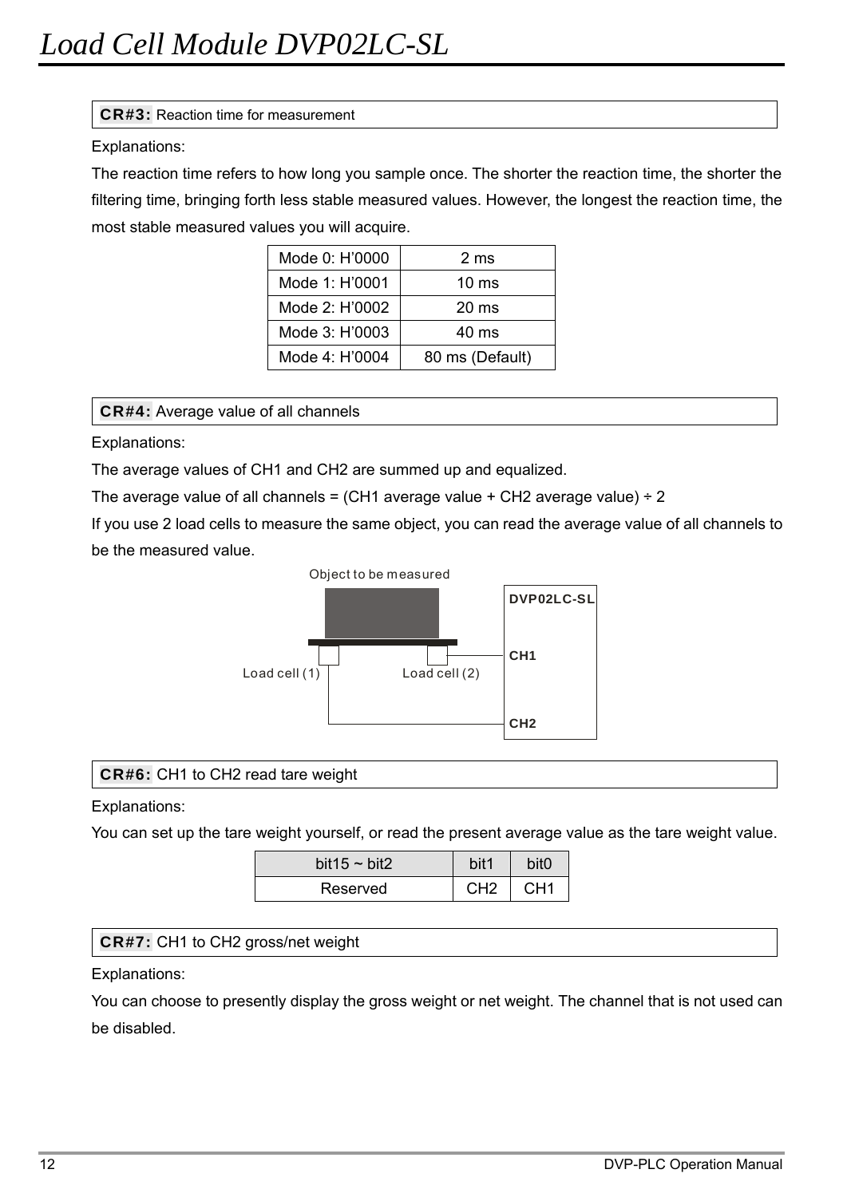**CR#3:** Reaction time for measurement

Explanations:

The reaction time refers to how long you sample once. The shorter the reaction time, the shorter the filtering time, bringing forth less stable measured values. However, the longest the reaction time, the most stable measured values you will acquire.

| Mode 0: H'0000 | 2 ms |
|---|---|
| Mode 1: H'0001 | 10 ms |
| Mode 2: H'0002 | 20 ms |
| Mode 3: H'0003 | 40 ms |
| Mode 4: H'0004 | 80 ms (Default) |

**CR#4:** Average value of all channels

Explanations:

The average values of CH1 and CH2 are summed up and equalized.

The average value of all channels = (CH1 average value + CH2 average value) ÷ 2

If you use 2 load cells to measure the same object, you can read the average value of all channels to be the measured value.

Object to be measured

Load cell (1) Load cell (2)

DVP02LC-SL

CH1

CH2

**CR#6:** CH1 to CH2 read tare weight

Explanations:

You can set up the tare weight yourself, or read the present average value as the tare weight value.

| bit15 ~ bit2 | bit1 | bit0 |
|---|---|---|
| Reserved | CH2 | CH1 |

**CR#7:** CH1 to CH2 gross/net weight

Explanations:

You can choose to presently display the gross weight or net weight. The channel that is not used can be disabled.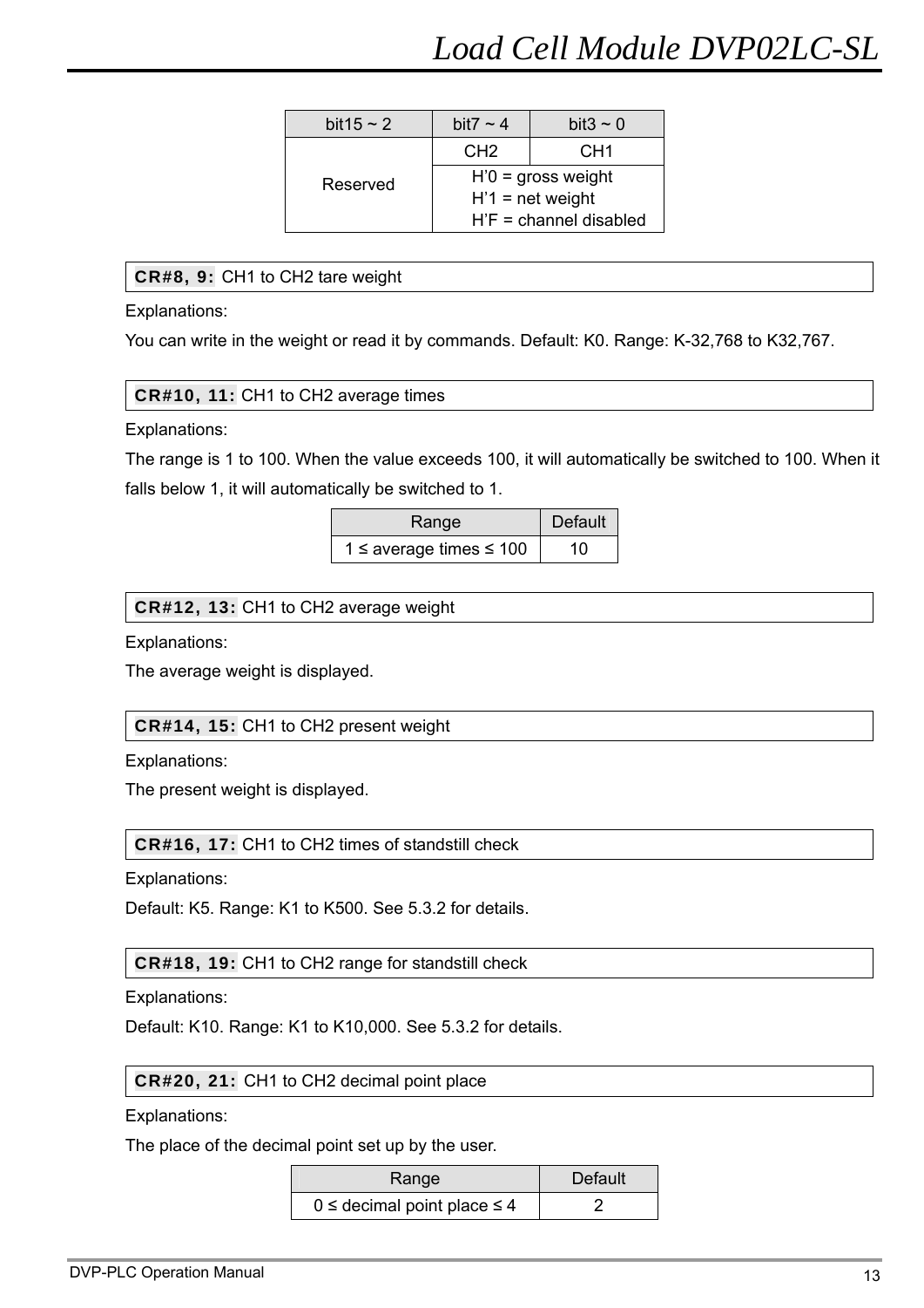| bit15 ~ 2 | bit7 ~ 4 | bit3 ~ 0 |
|---|---|---|
| Reserved | CH2 | CH1 |
| | H'0 = gross weight<br>H'1 = net weight<br>H'F = channel disabled | |

**CR#8, 9:** CH1 to CH2 tare weight

Explanations:

You can write in the weight or read it by commands. Default: K0. Range: K-32,768 to K32,767.

**CR#10, 11:** CH1 to CH2 average times

Explanations:

The range is 1 to 100. When the value exceeds 100, it will automatically be switched to 100. When it falls below 1, it will automatically be switched to 1.

| Range | Default |
|---|---|
| 1 ≤ average times ≤ 100 | 10 |

**CR#12, 13:** CH1 to CH2 average weight

Explanations:

The average weight is displayed.

**CR#14, 15:** CH1 to CH2 present weight

Explanations:

The present weight is displayed.

**CR#16, 17:** CH1 to CH2 times of standstill check

Explanations:

Default: K5. Range: K1 to K500. See 5.3.2 for details.

**CR#18, 19:** CH1 to CH2 range for standstill check

Explanations:

Default: K10. Range: K1 to K10,000. See 5.3.2 for details.

**CR#20, 21:** CH1 to CH2 decimal point place

Explanations:

The place of the decimal point set up by the user.

| Range | Default |
|---|---|
| 0 ≤ decimal point place ≤ 4 | 2 |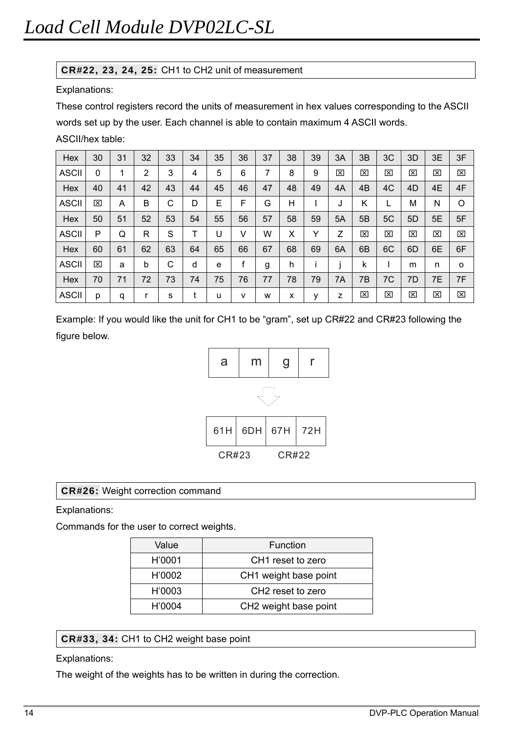**CR#22, 23, 24, 25:** CH1 to CH2 unit of measurement

Explanations:

These control registers record the units of measurement in hex values corresponding to the ASCII words set up by the user. Each channel is able to contain maximum 4 ASCII words.

ASCII/hex table:

| Hex | 30 | 31 | 32 | 33 | 34 | 35 | 36 | 37 | 38 | 39 | 3A | 3B | 3C | 3D | 3E | 3F |
|---|---|---|---|---|---|---|---|---|---|---|---|---|---|---|---|---|
| ASCII | 0 | 1 | 2 | 3 | 4 | 5 | 6 | 7 | 8 | 9 | ☒ | ☒ | ☒ | ☒ | ☒ | ☒ |
| Hex | 40 | 41 | 42 | 43 | 44 | 45 | 46 | 47 | 48 | 49 | 4A | 4B | 4C | 4D | 4E | 4F |
| ASCII | ☒ | A | B | C | D | E | F | G | H | I | J | K | L | M | N | O |
| Hex | 50 | 51 | 52 | 53 | 54 | 55 | 56 | 57 | 58 | 59 | 5A | 5B | 5C | 5D | 5E | 5F |
| ASCII | P | Q | R | S | T | U | V | W | X | Y | Z | ☒ | ☒ | ☒ | ☒ | ☒ |
| Hex | 60 | 61 | 62 | 63 | 64 | 65 | 66 | 67 | 68 | 69 | 6A | 6B | 6C | 6D | 6E | 6F |
| ASCII | ☒ | a | b | C | d | e | f | g | h | i | j | k | l | m | n | o |
| Hex | 70 | 71 | 72 | 73 | 74 | 75 | 76 | 77 | 78 | 79 | 7A | 7B | 7C | 7D | 7E | 7F |
| ASCII | p | q | r | s | t | u | v | w | x | y | z | ☒ | ☒ | ☒ | ☒ | ☒ |

Example: If you would like the unit for CH1 to be "gram", set up CR#22 and CR#23 following the figure below.

| a | m | g | r |
|---|---|---|---|
| 61H | 6DH | 67H | 72H |
| CR#23 | | CR#22 | |

**CR#26:** Weight correction command

Explanations:

Commands for the user to correct weights.

| Value | Function |
|---|---|
| H'0001 | CH1 reset to zero |
| H'0002 | CH1 weight base point |
| H'0003 | CH2 reset to zero |
| H'0004 | CH2 weight base point |

**CR#33, 34:** CH1 to CH2 weight base point

Explanations:

The weight of the weights has to be written in during the correction.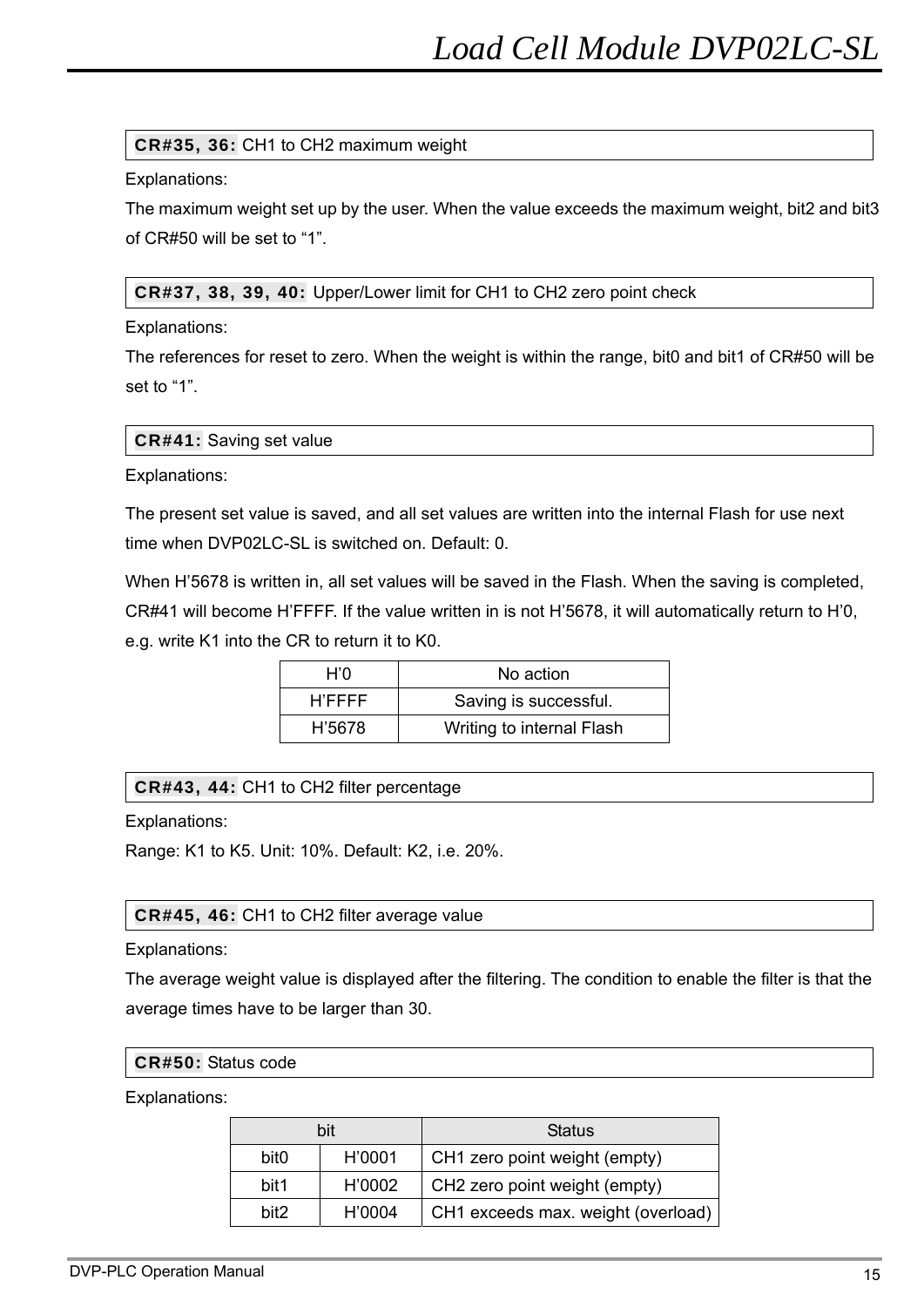**CR#35, 36:** CH1 to CH2 maximum weight

Explanations:

The maximum weight set up by the user. When the value exceeds the maximum weight, bit2 and bit3 of CR#50 will be set to "1".

**CR#37, 38, 39, 40:** Upper/Lower limit for CH1 to CH2 zero point check

Explanations:

The references for reset to zero. When the weight is within the range, bit0 and bit1 of CR#50 will be set to "1".

**CR#41:** Saving set value

Explanations:

The present set value is saved, and all set values are written into the internal Flash for use next time when DVP02LC-SL is switched on. Default: 0.

When H'5678 is written in, all set values will be saved in the Flash. When the saving is completed, CR#41 will become H'FFFF. If the value written in is not H'5678, it will automatically return to H'0, e.g. write K1 into the CR to return it to K0.

| H'0 | No action |
|---|---|
| H'FFFF | Saving is successful. |
| H'5678 | Writing to internal Flash |

**CR#43, 44:** CH1 to CH2 filter percentage

Explanations:

Range: K1 to K5. Unit: 10%. Default: K2, i.e. 20%.

**CR#45, 46:** CH1 to CH2 filter average value

Explanations:

The average weight value is displayed after the filtering. The condition to enable the filter is that the average times have to be larger than 30.

**CR#50:** Status code

Explanations:

| bit | | Status |
|---|---|---|
| bit0 | H'0001 | CH1 zero point weight (empty) |
| bit1 | H'0002 | CH2 zero point weight (empty) |
| bit2 | H'0004 | CH1 exceeds max. weight (overload) |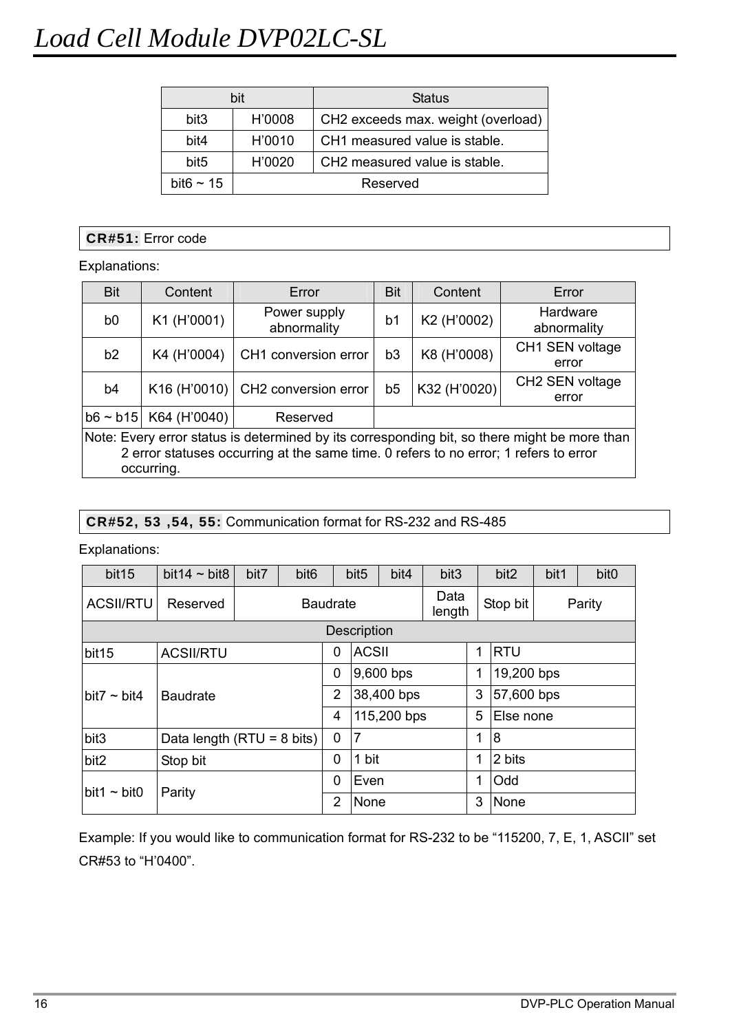| bit | | Status |
|---|---|---|
| bit3 | H’0008 | CH2 exceeds max. weight (overload) |
| bit4 | H’0010 | CH1 measured value is stable. |
| bit5 | H’0020 | CH2 measured value is stable. |
| bit6 ~ 15 | Reserved | |

**CR#51:** Error code

Explanations:

| Bit | Content | Error | Bit | Content | Error |
|---|---|---|---|---|---|
| b0 | K1 (H’0001) | Power supply abnormality | b1 | K2 (H’0002) | Hardware abnormality |
| b2 | K4 (H’0004) | CH1 conversion error | b3 | K8 (H’0008) | CH1 SEN voltage error |
| b4 | K16 (H’0010) | CH2 conversion error | b5 | K32 (H’0020) | CH2 SEN voltage error |
| b6 ~ b15 | K64 (H’0040) | Reserved | | | |
| Note: Every error status is determined by its corresponding bit, so there might be more than 2 error statuses occurring at the same time. 0 refers to no error; 1 refers to error occurring. | | | | | |

**CR#52, 53 ,54, 55:** Communication format for RS-232 and RS-485

Explanations:

| bit15 | bit14 ~ bit8 | bit7 | bit6 | bit5 | bit4 | bit3 | bit2 | bit1 | bit0 |
|---|---|---|---|---|---|---|---|---|---|
| ACSII/RTU | Reserved | Baudrate | | | | Data length | Stop bit | Parity | |

**Description**

| | | | | | |
|---|---|---|---|---|---|
| bit15 | ACSII/RTU | 0 | ACSII | 1 | RTU |
| bit7 ~ bit4 | Baudrate | 0 | 9,600 bps | 1 | 19,200 bps |
| | | 2 | 38,400 bps | 3 | 57,600 bps |
| | | 4 | 115,200 bps | 5 | Else none |
| bit3 | Data length (RTU = 8 bits) | 0 | 7 | 1 | 8 |
| bit2 | Stop bit | 0 | 1 bit | 1 | 2 bits |
| bit1 ~ bit0 | Parity | 0 | Even | 1 | Odd |
| | | 2 | None | 3 | None |

Example: If you would like to communication format for RS-232 to be “115200, 7, E, 1, ASCII” set CR#53 to “H’0400”.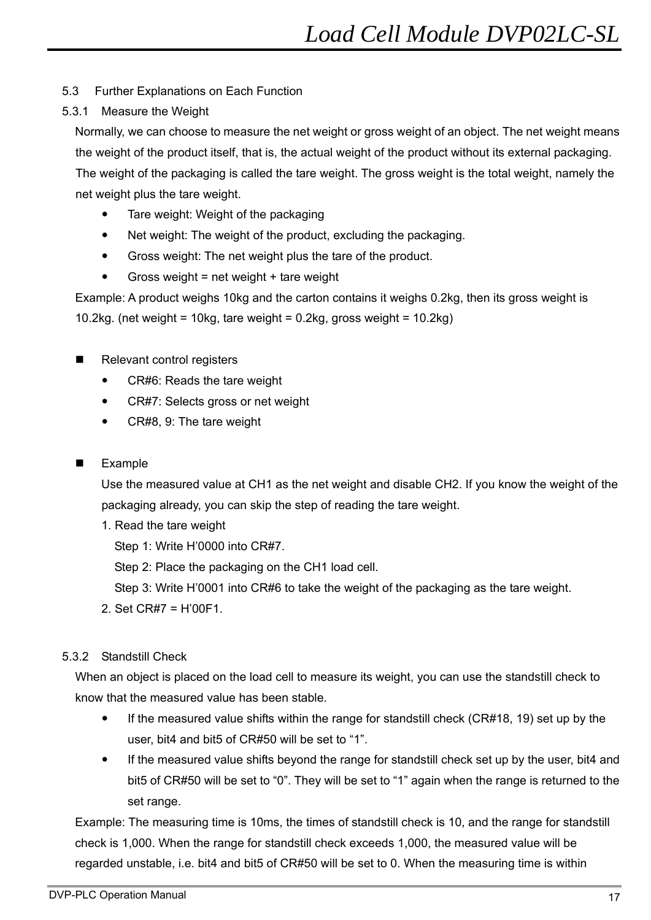5.3 Further Explanations on Each Function

5.3.1 Measure the Weight

Normally, we can choose to measure the net weight or gross weight of an object. The net weight means the weight of the product itself, that is, the actual weight of the product without its external packaging. The weight of the packaging is called the tare weight. The gross weight is the total weight, namely the net weight plus the tare weight.

- Tare weight: Weight of the packaging
- Net weight: The weight of the product, excluding the packaging.
- Gross weight: The net weight plus the tare of the product.
- Gross weight = net weight + tare weight

Example: A product weighs 10kg and the carton contains it weighs 0.2kg, then its gross weight is 10.2kg. (net weight = 10kg, tare weight = 0.2kg, gross weight = 10.2kg)

- Relevant control registers
  - CR#6: Reads the tare weight
  - CR#7: Selects gross or net weight
  - CR#8, 9: The tare weight

- Example

  Use the measured value at CH1 as the net weight and disable CH2. If you know the weight of the packaging already, you can skip the step of reading the tare weight.

  1. Read the tare weight

     Step 1: Write H'0000 into CR#7.

     Step 2: Place the packaging on the CH1 load cell.

     Step 3: Write H'0001 into CR#6 to take the weight of the packaging as the tare weight.

  2. Set CR#7 = H'00F1.

5.3.2 Standstill Check

When an object is placed on the load cell to measure its weight, you can use the standstill check to know that the measured value has been stable.

- If the measured value shifts within the range for standstill check (CR#18, 19) set up by the user, bit4 and bit5 of CR#50 will be set to "1".
- If the measured value shifts beyond the range for standstill check set up by the user, bit4 and bit5 of CR#50 will be set to "0". They will be set to "1" again when the range is returned to the set range.

Example: The measuring time is 10ms, the times of standstill check is 10, and the range for standstill check is 1,000. When the range for standstill check exceeds 1,000, the measured value will be regarded unstable, i.e. bit4 and bit5 of CR#50 will be set to 0. When the measuring time is within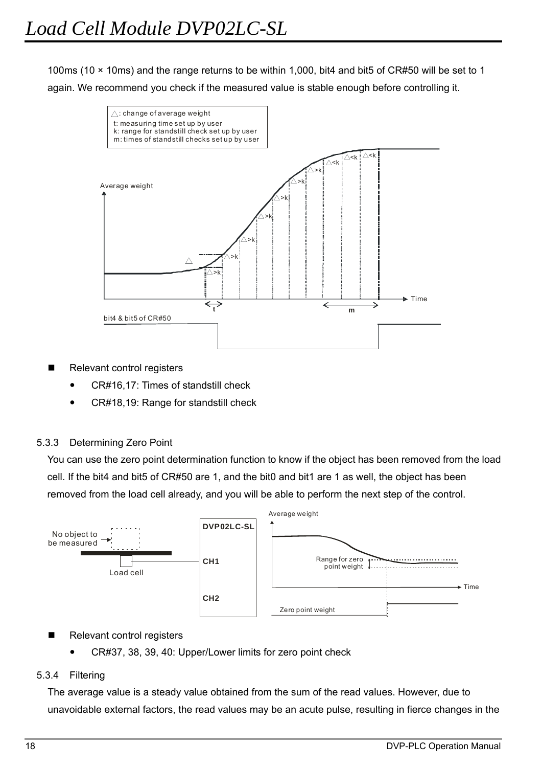100ms (10 × 10ms) and the range returns to be within 1,000, bit4 and bit5 of CR#50 will be set to 1 again. We recommend you check if the measured value is stable enough before controlling it.

- Relevant control registers
  - CR#16,17: Times of standstill check
  - CR#18,19: Range for standstill check

### 5.3.3 Determining Zero Point

You can use the zero point determination function to know if the object has been removed from the load cell. If the bit4 and bit5 of CR#50 are 1, and the bit0 and bit1 are 1 as well, the object has been removed from the load cell already, and you will be able to perform the next step of the control.

- Relevant control registers
  - CR#37, 38, 39, 40: Upper/Lower limits for zero point check

### 5.3.4 Filtering

The average value is a steady value obtained from the sum of the read values. However, due to unavoidable external factors, the read values may be an acute pulse, resulting in fierce changes in the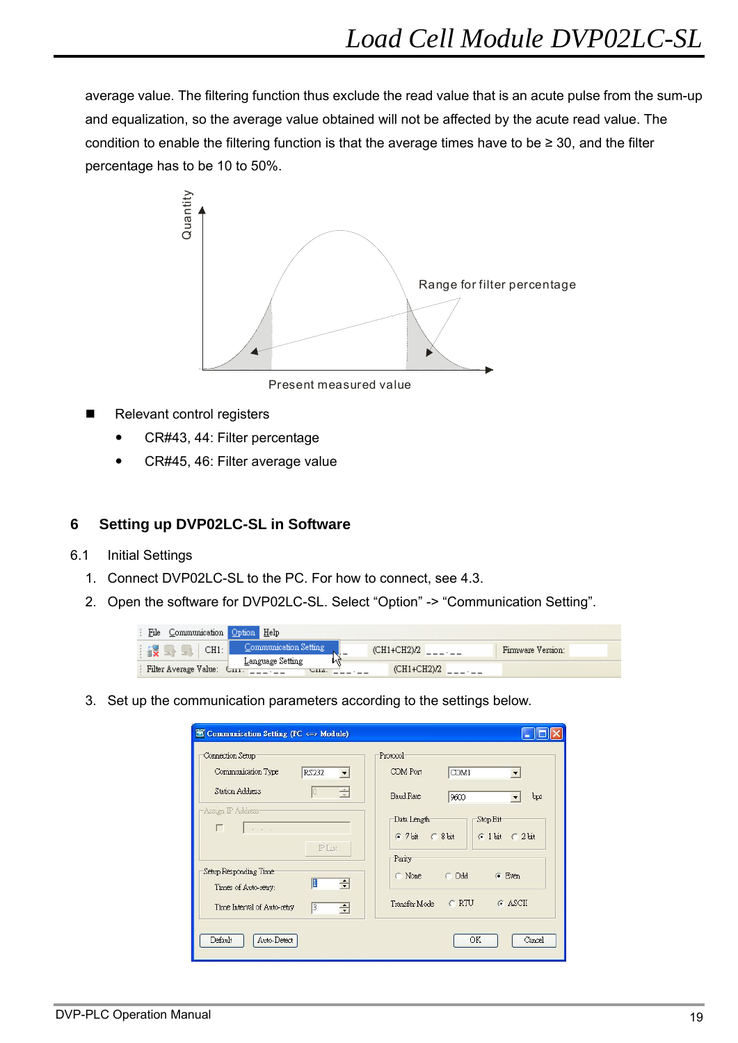average value. The filtering function thus exclude the read value that is an acute pulse from the sum-up and equalization, so the average value obtained will not be affected by the acute read value. The condition to enable the filtering function is that the average times have to be ≥ 30, and the filter percentage has to be 10 to 50%.

- Relevant control registers
  - CR#43, 44: Filter percentage
  - CR#45, 46: Filter average value

## 6 Setting up DVP02LC-SL in Software

### 6.1 Initial Settings

1. Connect DVP02LC-SL to the PC. For how to connect, see 4.3.
2. Open the software for DVP02LC-SL. Select “Option” -> “Communication Setting”.
3. Set up the communication parameters according to the settings below.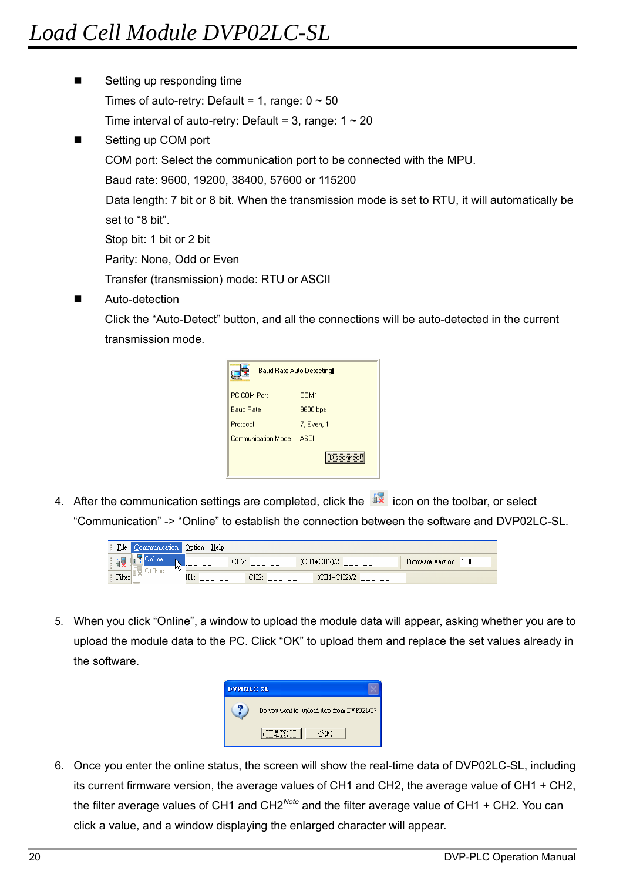- Setting up responding time

  Times of auto-retry: Default = 1, range: 0 ~ 50

  Time interval of auto-retry: Default = 3, range: 1 ~ 20

- Setting up COM port

  COM port: Select the communication port to be connected with the MPU.

  Baud rate: 9600, 19200, 38400, 57600 or 115200

  Data length: 7 bit or 8 bit. When the transmission mode is set to RTU, it will automatically be set to “8 bit”.

  Stop bit: 1 bit or 2 bit

  Parity: None, Odd or Even

  Transfer (transmission) mode: RTU or ASCII

- Auto-detection

  Click the “Auto-Detect” button, and all the connections will be auto-detected in the current transmission mode.

4. After the communication settings are completed, click the icon on the toolbar, or select “Communication” -> “Online” to establish the connection between the software and DVP02LC-SL.

5. When you click “Online”, a window to upload the module data will appear, asking whether you are to upload the module data to the PC. Click “OK” to upload them and replace the set values already in the software.

6. Once you enter the online status, the screen will show the real-time data of DVP02LC-SL, including its current firmware version, the average values of CH1 and CH2, the average value of CH1 + CH2, the filter average values of CH1 and CH2[Note] and the filter average value of CH1 + CH2. You can click a value, and a window displaying the enlarged character will appear.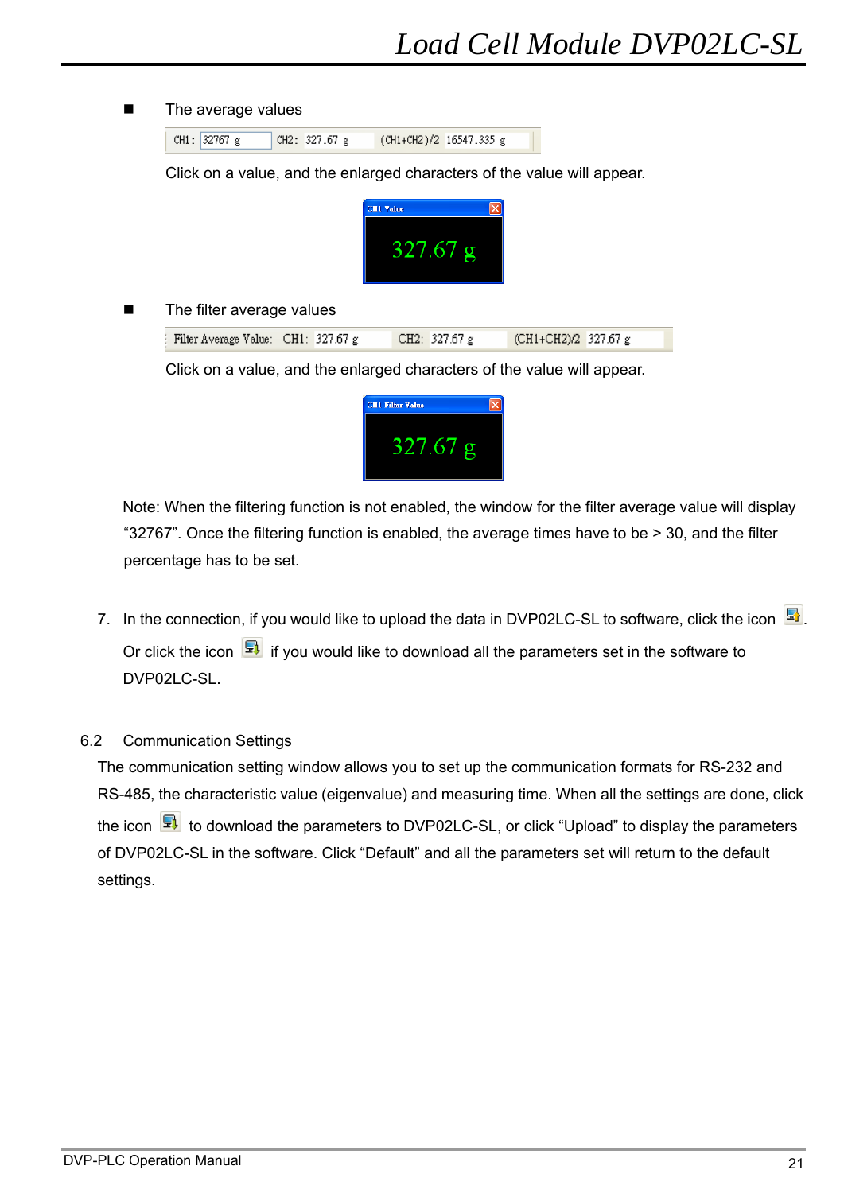- The average values

CH1: 32767 g　CH2: 327.67 g　(CH1+CH2)/2 16547.335 g

Click on a value, and the enlarged characters of the value will appear.

CH1 Value

327.67 g

- The filter average values

Filter Average Value: CH1: 327.67 g　CH2: 327.67 g　(CH1+CH2)/2 327.67 g

Click on a value, and the enlarged characters of the value will appear.

CH1 Filter Value

327.67 g

Note: When the filtering function is not enabled, the window for the filter average value will display "32767". Once the filtering function is enabled, the average times have to be > 30, and the filter percentage has to be set.

7. In the connection, if you would like to upload the data in DVP02LC-SL to software, click the icon . Or click the icon if you would like to download all the parameters set in the software to DVP02LC-SL.

## 6.2 Communication Settings

The communication setting window allows you to set up the communication formats for RS-232 and RS-485, the characteristic value (eigenvalue) and measuring time. When all the settings are done, click the icon to download the parameters to DVP02LC-SL, or click "Upload" to display the parameters of DVP02LC-SL in the software. Click "Default" and all the parameters set will return to the default settings.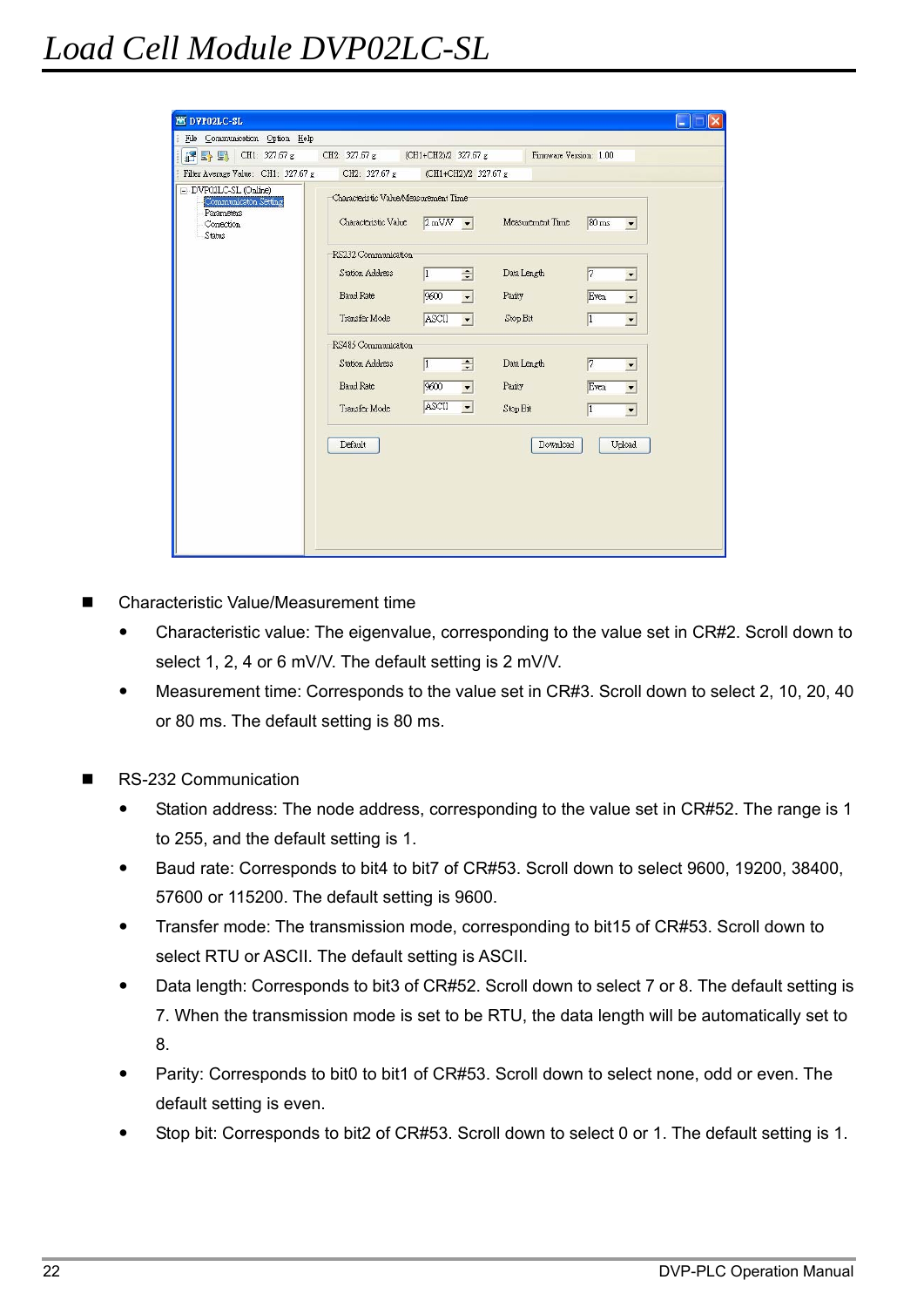- Characteristic Value/Measurement time
  - Characteristic value: The eigenvalue, corresponding to the value set in CR#2. Scroll down to select 1, 2, 4 or 6 mV/V. The default setting is 2 mV/V.
  - Measurement time: Corresponds to the value set in CR#3. Scroll down to select 2, 10, 20, 40 or 80 ms. The default setting is 80 ms.

- RS-232 Communication
  - Station address: The node address, corresponding to the value set in CR#52. The range is 1 to 255, and the default setting is 1.
  - Baud rate: Corresponds to bit4 to bit7 of CR#53. Scroll down to select 9600, 19200, 38400, 57600 or 115200. The default setting is 9600.
  - Transfer mode: The transmission mode, corresponding to bit15 of CR#53. Scroll down to select RTU or ASCII. The default setting is ASCII.
  - Data length: Corresponds to bit3 of CR#52. Scroll down to select 7 or 8. The default setting is 7. When the transmission mode is set to be RTU, the data length will be automatically set to 8.
  - Parity: Corresponds to bit0 to bit1 of CR#53. Scroll down to select none, odd or even. The default setting is even.
  - Stop bit: Corresponds to bit2 of CR#53. Scroll down to select 0 or 1. The default setting is 1.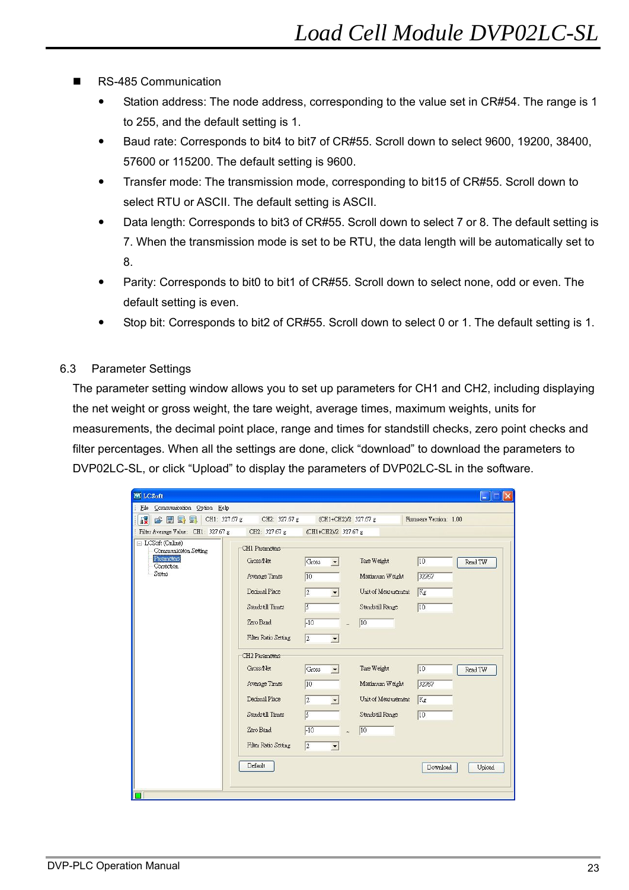- RS-485 Communication
  - Station address: The node address, corresponding to the value set in CR#54. The range is 1 to 255, and the default setting is 1.
  - Baud rate: Corresponds to bit4 to bit7 of CR#55. Scroll down to select 9600, 19200, 38400, 57600 or 115200. The default setting is 9600.
  - Transfer mode: The transmission mode, corresponding to bit15 of CR#55. Scroll down to select RTU or ASCII. The default setting is ASCII.
  - Data length: Corresponds to bit3 of CR#55. Scroll down to select 7 or 8. The default setting is 7. When the transmission mode is set to be RTU, the data length will be automatically set to 8.
  - Parity: Corresponds to bit0 to bit1 of CR#55. Scroll down to select none, odd or even. The default setting is even.
  - Stop bit: Corresponds to bit2 of CR#55. Scroll down to select 0 or 1. The default setting is 1.

## 6.3 Parameter Settings

The parameter setting window allows you to set up parameters for CH1 and CH2, including displaying the net weight or gross weight, the tare weight, average times, maximum weights, units for measurements, the decimal point place, range and times for standstill checks, zero point checks and filter percentages. When all the settings are done, click "download" to download the parameters to DVP02LC-SL, or click "Upload" to display the parameters of DVP02LC-SL in the software.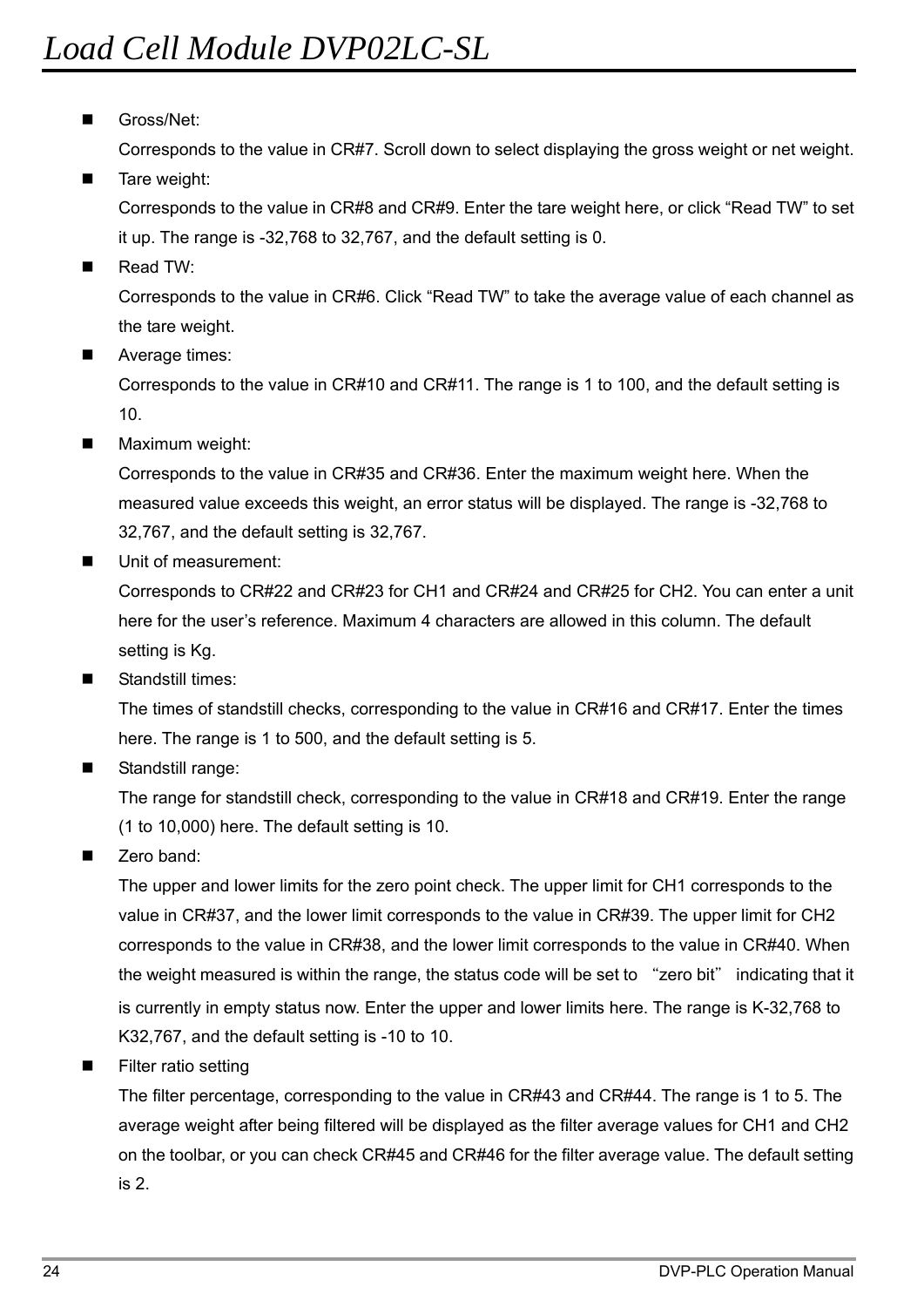- Gross/Net:

  Corresponds to the value in CR#7. Scroll down to select displaying the gross weight or net weight.

- Tare weight:

  Corresponds to the value in CR#8 and CR#9. Enter the tare weight here, or click “Read TW” to set it up. The range is -32,768 to 32,767, and the default setting is 0.

- Read TW:

  Corresponds to the value in CR#6. Click “Read TW” to take the average value of each channel as the tare weight.

- Average times:

  Corresponds to the value in CR#10 and CR#11. The range is 1 to 100, and the default setting is 10.

- Maximum weight:

  Corresponds to the value in CR#35 and CR#36. Enter the maximum weight here. When the measured value exceeds this weight, an error status will be displayed. The range is -32,768 to 32,767, and the default setting is 32,767.

- Unit of measurement:

  Corresponds to CR#22 and CR#23 for CH1 and CR#24 and CR#25 for CH2. You can enter a unit here for the user’s reference. Maximum 4 characters are allowed in this column. The default setting is Kg.

- Standstill times:

  The times of standstill checks, corresponding to the value in CR#16 and CR#17. Enter the times here. The range is 1 to 500, and the default setting is 5.

- Standstill range:

  The range for standstill check, corresponding to the value in CR#18 and CR#19. Enter the range (1 to 10,000) here. The default setting is 10.

- Zero band:

  The upper and lower limits for the zero point check. The upper limit for CH1 corresponds to the value in CR#37, and the lower limit corresponds to the value in CR#39. The upper limit for CH2 corresponds to the value in CR#38, and the lower limit corresponds to the value in CR#40. When the weight measured is within the range, the status code will be set to “zero bit” indicating that it is currently in empty status now. Enter the upper and lower limits here. The range is K-32,768 to K32,767, and the default setting is -10 to 10.

- Filter ratio setting

  The filter percentage, corresponding to the value in CR#43 and CR#44. The range is 1 to 5. The average weight after being filtered will be displayed as the filter average values for CH1 and CH2 on the toolbar, or you can check CR#45 and CR#46 for the filter average value. The default setting is 2.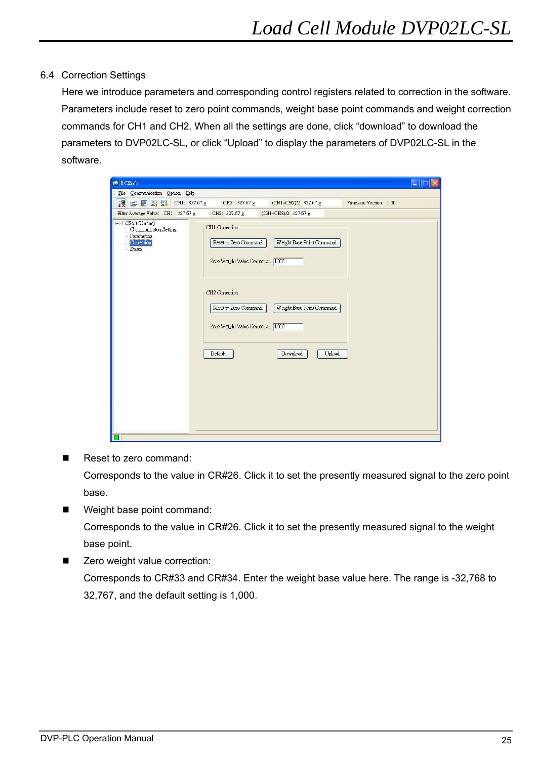### 6.4 Correction Settings

Here we introduce parameters and corresponding control registers related to correction in the software. Parameters include reset to zero point commands, weight base point commands and weight correction commands for CH1 and CH2. When all the settings are done, click "download" to download the parameters to DVP02LC-SL, or click "Upload" to display the parameters of DVP02LC-SL in the software.

- Reset to zero command:

  Corresponds to the value in CR#26. Click it to set the presently measured signal to the zero point base.

- Weight base point command:

  Corresponds to the value in CR#26. Click it to set the presently measured signal to the weight base point.

- Zero weight value correction:

  Corresponds to CR#33 and CR#34. Enter the weight base value here. The range is -32,768 to 32,767, and the default setting is 1,000.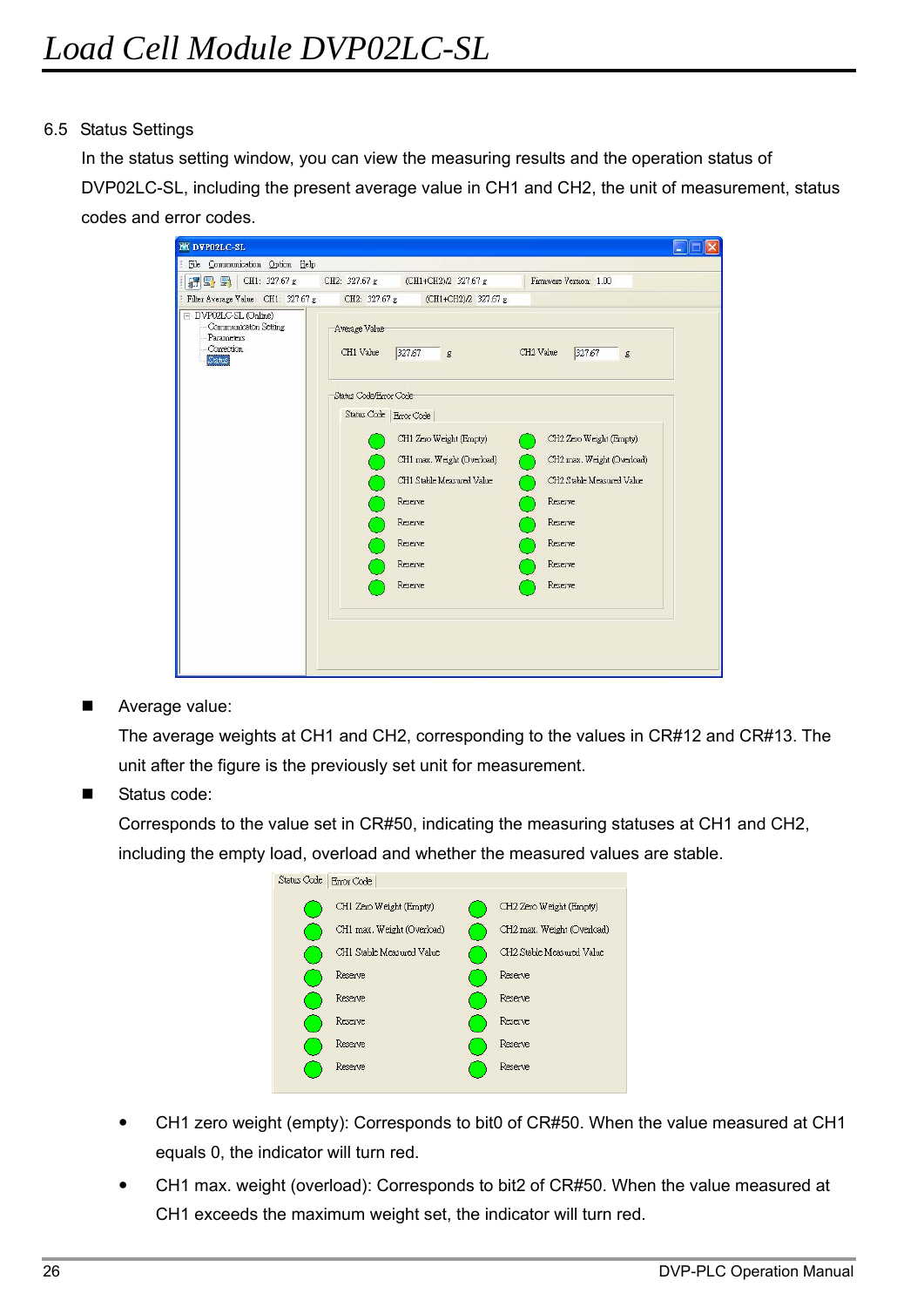## 6.5 Status Settings

In the status setting window, you can view the measuring results and the operation status of DVP02LC-SL, including the present average value in CH1 and CH2, the unit of measurement, status codes and error codes.

- Average value:

  The average weights at CH1 and CH2, corresponding to the values in CR#12 and CR#13. The unit after the figure is the previously set unit for measurement.

- Status code:

  Corresponds to the value set in CR#50, indicating the measuring statuses at CH1 and CH2, including the empty load, overload and whether the measured values are stable.

  - CH1 zero weight (empty): Corresponds to bit0 of CR#50. When the value measured at CH1 equals 0, the indicator will turn red.
  - CH1 max. weight (overload): Corresponds to bit2 of CR#50. When the value measured at CH1 exceeds the maximum weight set, the indicator will turn red.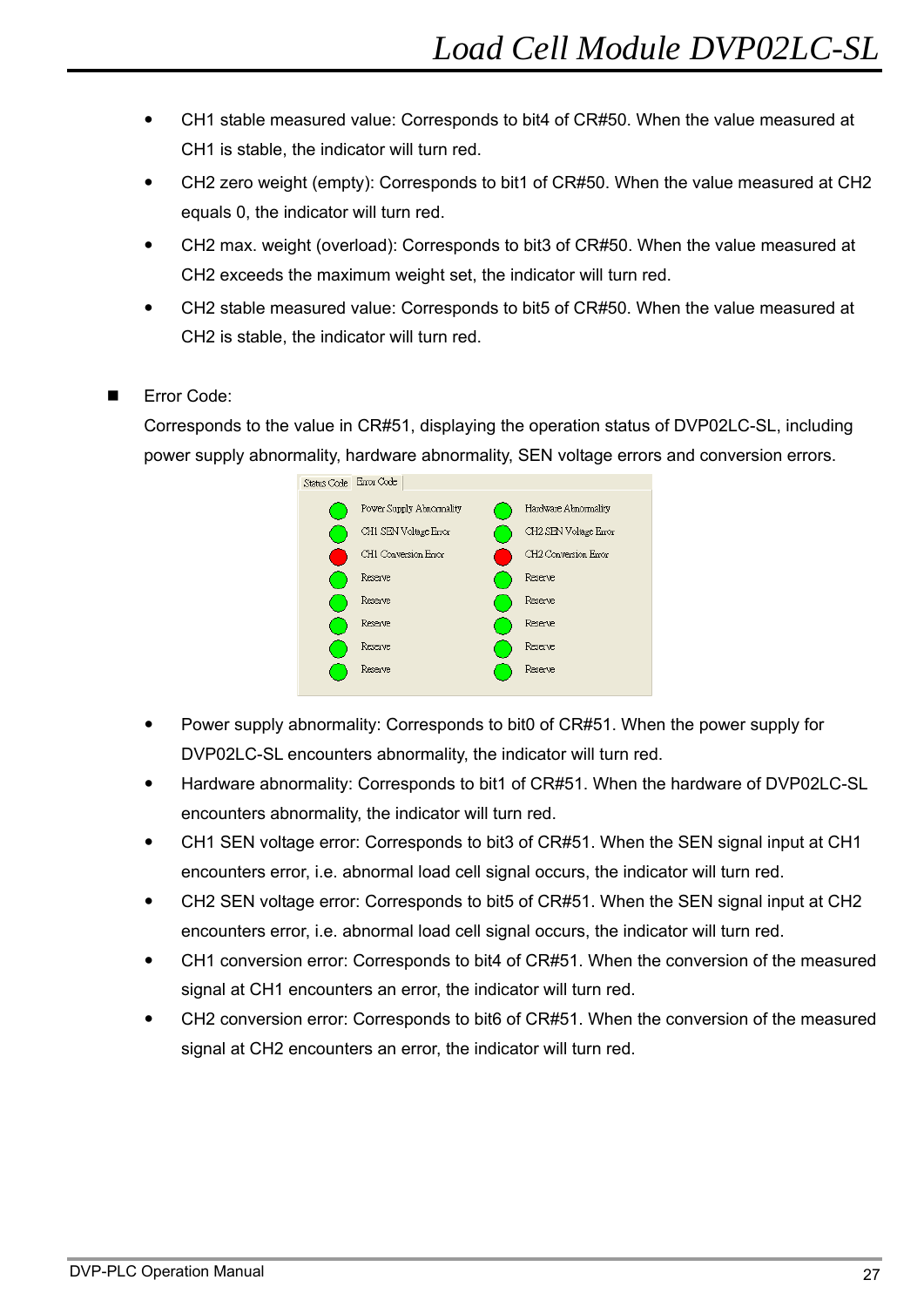- CH1 stable measured value: Corresponds to bit4 of CR#50. When the value measured at CH1 is stable, the indicator will turn red.
- CH2 zero weight (empty): Corresponds to bit1 of CR#50. When the value measured at CH2 equals 0, the indicator will turn red.
- CH2 max. weight (overload): Corresponds to bit3 of CR#50. When the value measured at CH2 exceeds the maximum weight set, the indicator will turn red.
- CH2 stable measured value: Corresponds to bit5 of CR#50. When the value measured at CH2 is stable, the indicator will turn red.

- Error Code:

  Corresponds to the value in CR#51, displaying the operation status of DVP02LC-SL, including power supply abnormality, hardware abnormality, SEN voltage errors and conversion errors.

  | Status Code | Error Code |
  |---|---|
  | Power Supply Abnormality | Hardware Abnormality |
  | CH1 SEN Voltage Error | CH2 SEN Voltage Error |
  | CH1 Conversion Error | CH2 Conversion Error |
  | Reserve | Reserve |
  | Reserve | Reserve |
  | Reserve | Reserve |
  | Reserve | Reserve |
  | Reserve | Reserve |

- Power supply abnormality: Corresponds to bit0 of CR#51. When the power supply for DVP02LC-SL encounters abnormality, the indicator will turn red.
- Hardware abnormality: Corresponds to bit1 of CR#51. When the hardware of DVP02LC-SL encounters abnormality, the indicator will turn red.
- CH1 SEN voltage error: Corresponds to bit3 of CR#51. When the SEN signal input at CH1 encounters error, i.e. abnormal load cell signal occurs, the indicator will turn red.
- CH2 SEN voltage error: Corresponds to bit5 of CR#51. When the SEN signal input at CH2 encounters error, i.e. abnormal load cell signal occurs, the indicator will turn red.
- CH1 conversion error: Corresponds to bit4 of CR#51. When the conversion of the measured signal at CH1 encounters an error, the indicator will turn red.
- CH2 conversion error: Corresponds to bit6 of CR#51. When the conversion of the measured signal at CH2 encounters an error, the indicator will turn red.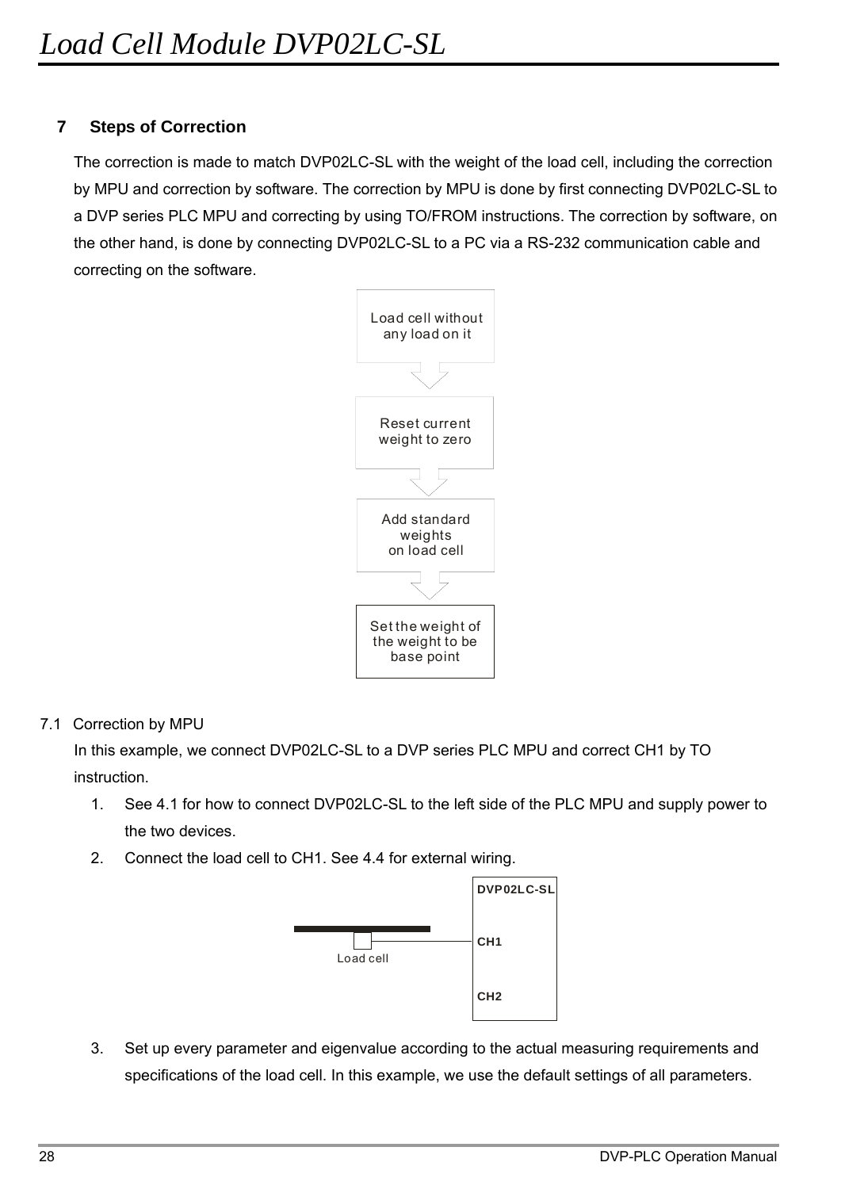## 7 Steps of Correction

The correction is made to match DVP02LC-SL with the weight of the load cell, including the correction by MPU and correction by software. The correction by MPU is done by first connecting DVP02LC-SL to a DVP series PLC MPU and correcting by using TO/FROM instructions. The correction by software, on the other hand, is done by connecting DVP02LC-SL to a PC via a RS-232 communication cable and correcting on the software.

Load cell without any load on it

↓

Reset current weight to zero

↓

Add standard weights on load cell

↓

Set the weight of the weight to be base point

### 7.1 Correction by MPU

In this example, we connect DVP02LC-SL to a DVP series PLC MPU and correct CH1 by TO instruction.

1. See 4.1 for how to connect DVP02LC-SL to the left side of the PLC MPU and supply power to the two devices.
2. Connect the load cell to CH1. See 4.4 for external wiring.

DVP02LC-SL

Load cell — CH1

CH2

3. Set up every parameter and eigenvalue according to the actual measuring requirements and specifications of the load cell. In this example, we use the default settings of all parameters.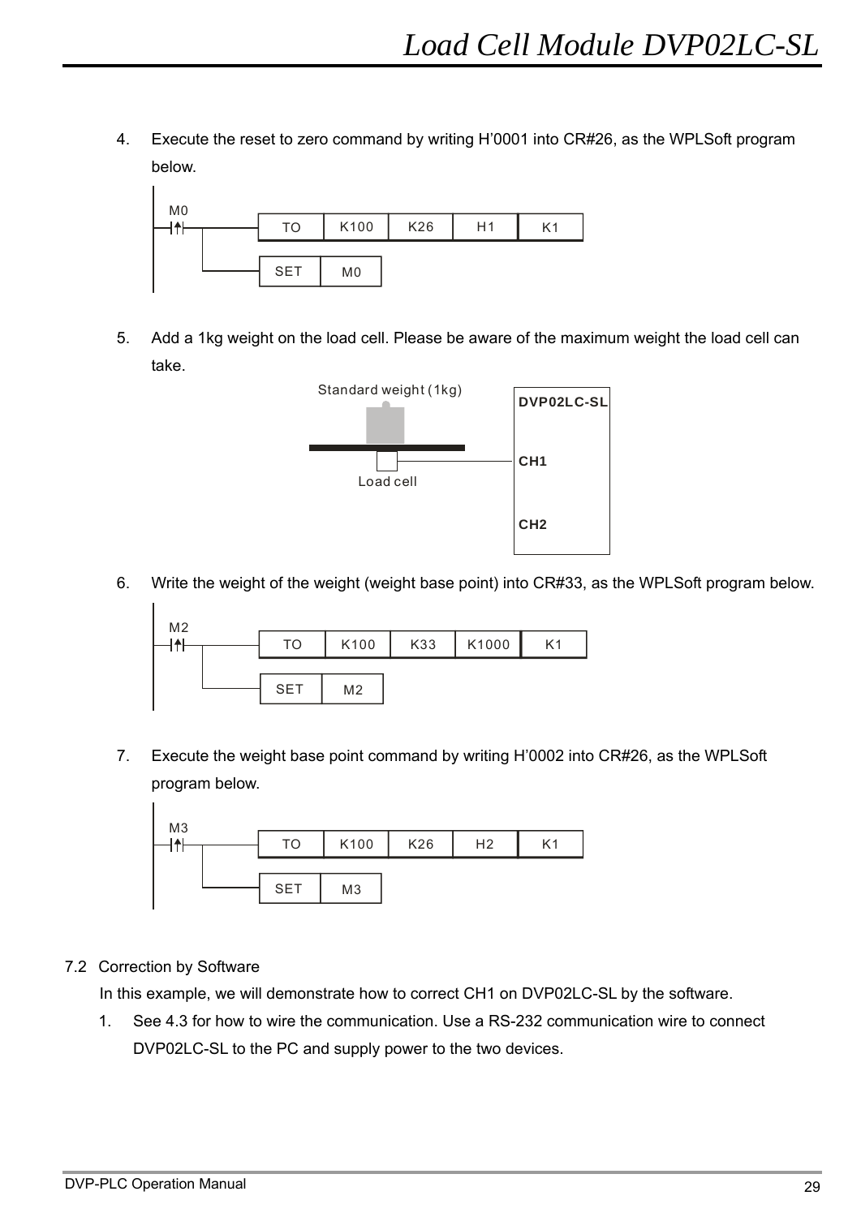4. Execute the reset to zero command by writing H'0001 into CR#26, as the WPLSoft program below.

| M0 (rising edge) | TO | K100 | K26 | H1 | K1 |
|---|---|---|---|---|---|
| | SET | M0 | | | |

5. Add a 1kg weight on the load cell. Please be aware of the maximum weight the load cell can take.

Standard weight (1kg)

Load cell

DVP02LC-SL

CH1

CH2

6. Write the weight of the weight (weight base point) into CR#33, as the WPLSoft program below.

| M2 (rising edge) | TO | K100 | K33 | K1000 | K1 |
|---|---|---|---|---|---|
| | SET | M2 | | | |

7. Execute the weight base point command by writing H'0002 into CR#26, as the WPLSoft program below.

| M3 (rising edge) | TO | K100 | K26 | H2 | K1 |
|---|---|---|---|---|---|
| | SET | M3 | | | |

## 7.2 Correction by Software

In this example, we will demonstrate how to correct CH1 on DVP02LC-SL by the software.

1. See 4.3 for how to wire the communication. Use a RS-232 communication wire to connect DVP02LC-SL to the PC and supply power to the two devices.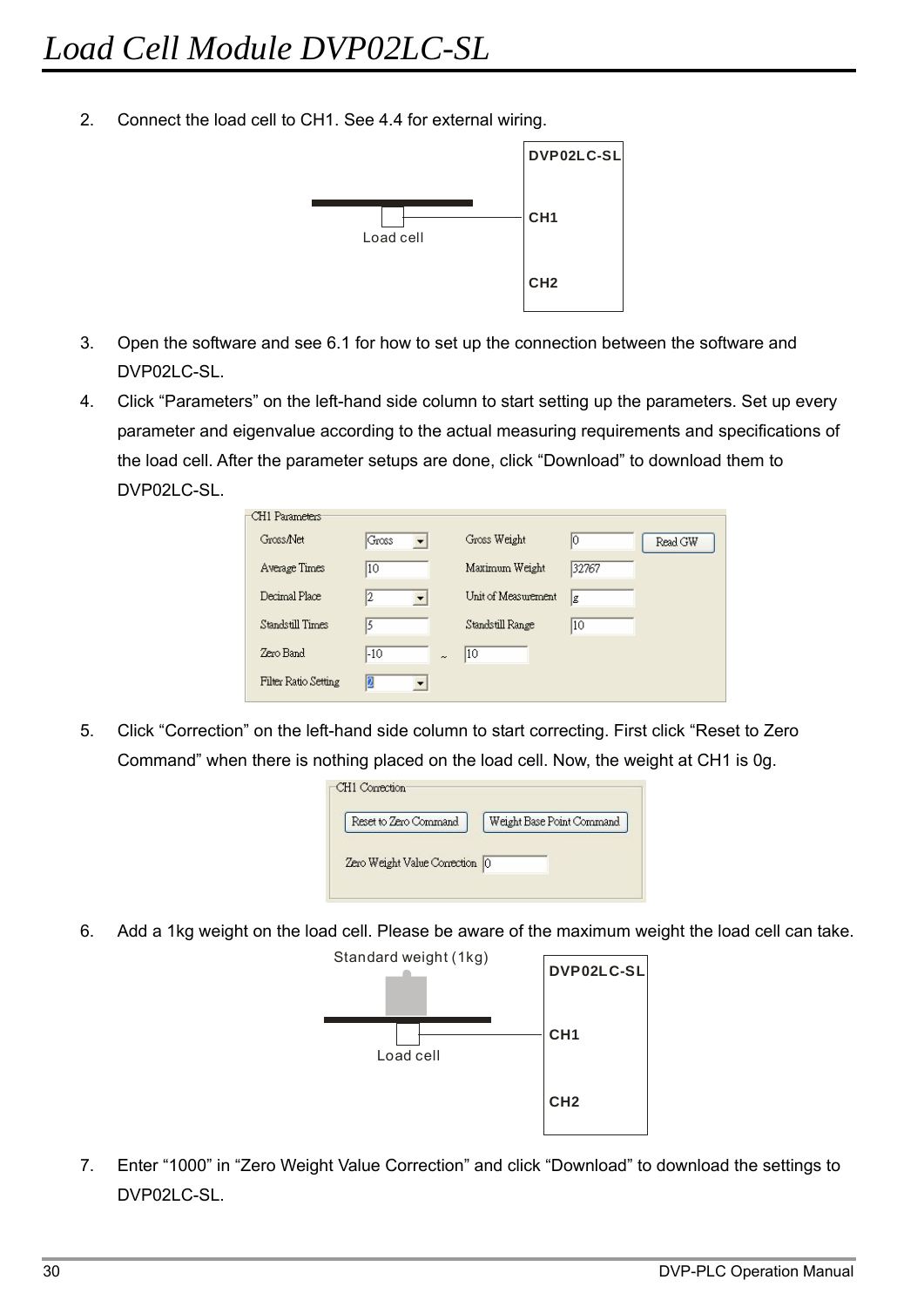2. Connect the load cell to CH1. See 4.4 for external wiring.

3. Open the software and see 6.1 for how to set up the connection between the software and DVP02LC-SL.

4. Click “Parameters” on the left-hand side column to start setting up the parameters. Set up every parameter and eigenvalue according to the actual measuring requirements and specifications of the load cell. After the parameter setups are done, click “Download” to download them to DVP02LC-SL.

5. Click “Correction” on the left-hand side column to start correcting. First click “Reset to Zero Command” when there is nothing placed on the load cell. Now, the weight at CH1 is 0g.

6. Add a 1kg weight on the load cell. Please be aware of the maximum weight the load cell can take.

7. Enter “1000” in “Zero Weight Value Correction” and click “Download” to download the settings to DVP02LC-SL.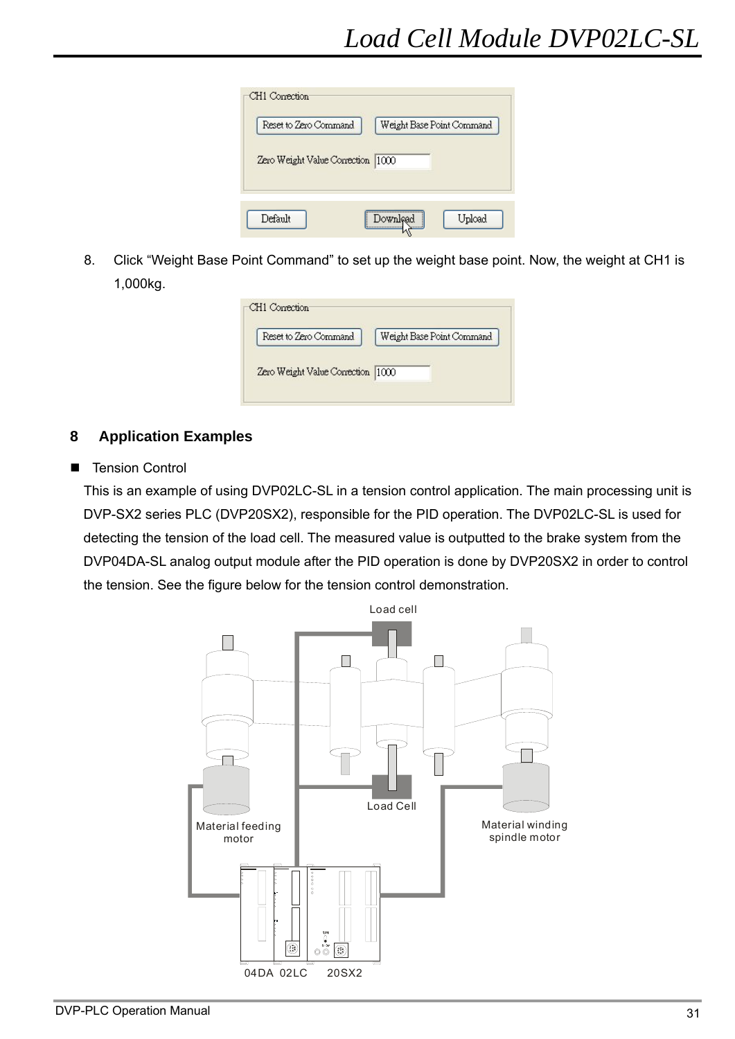8. Click "Weight Base Point Command" to set up the weight base point. Now, the weight at CH1 is 1,000kg.

## 8 Application Examples

- Tension Control

This is an example of using DVP02LC-SL in a tension control application. The main processing unit is DVP-SX2 series PLC (DVP20SX2), responsible for the PID operation. The DVP02LC-SL is used for detecting the tension of the load cell. The measured value is outputted to the brake system from the DVP04DA-SL analog output module after the PID operation is done by DVP20SX2 in order to control the tension. See the figure below for the tension control demonstration.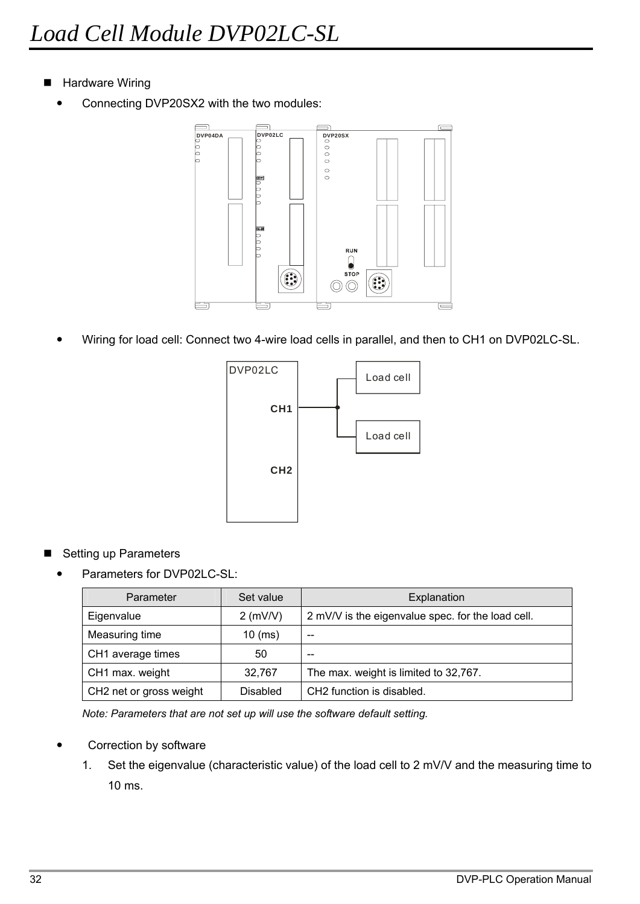# Load Cell Module DVP02LC-SL

- Hardware Wiring
  - Connecting DVP20SX2 with the two modules:

  - Wiring for load cell: Connect two 4-wire load cells in parallel, and then to CH1 on DVP02LC-SL.

- Setting up Parameters
  - Parameters for DVP02LC-SL:

| Parameter | Set value | Explanation |
|---|---|---|
| Eigenvalue | 2 (mV/V) | 2 mV/V is the eigenvalue spec. for the load cell. |
| Measuring time | 10 (ms) | -- |
| CH1 average times | 50 | -- |
| CH1 max. weight | 32,767 | The max. weight is limited to 32,767. |
| CH2 net or gross weight | Disabled | CH2 function is disabled. |

*Note: Parameters that are not set up will use the software default setting.*

  - Correction by software
    1. Set the eigenvalue (characteristic value) of the load cell to 2 mV/V and the measuring time to 10 ms.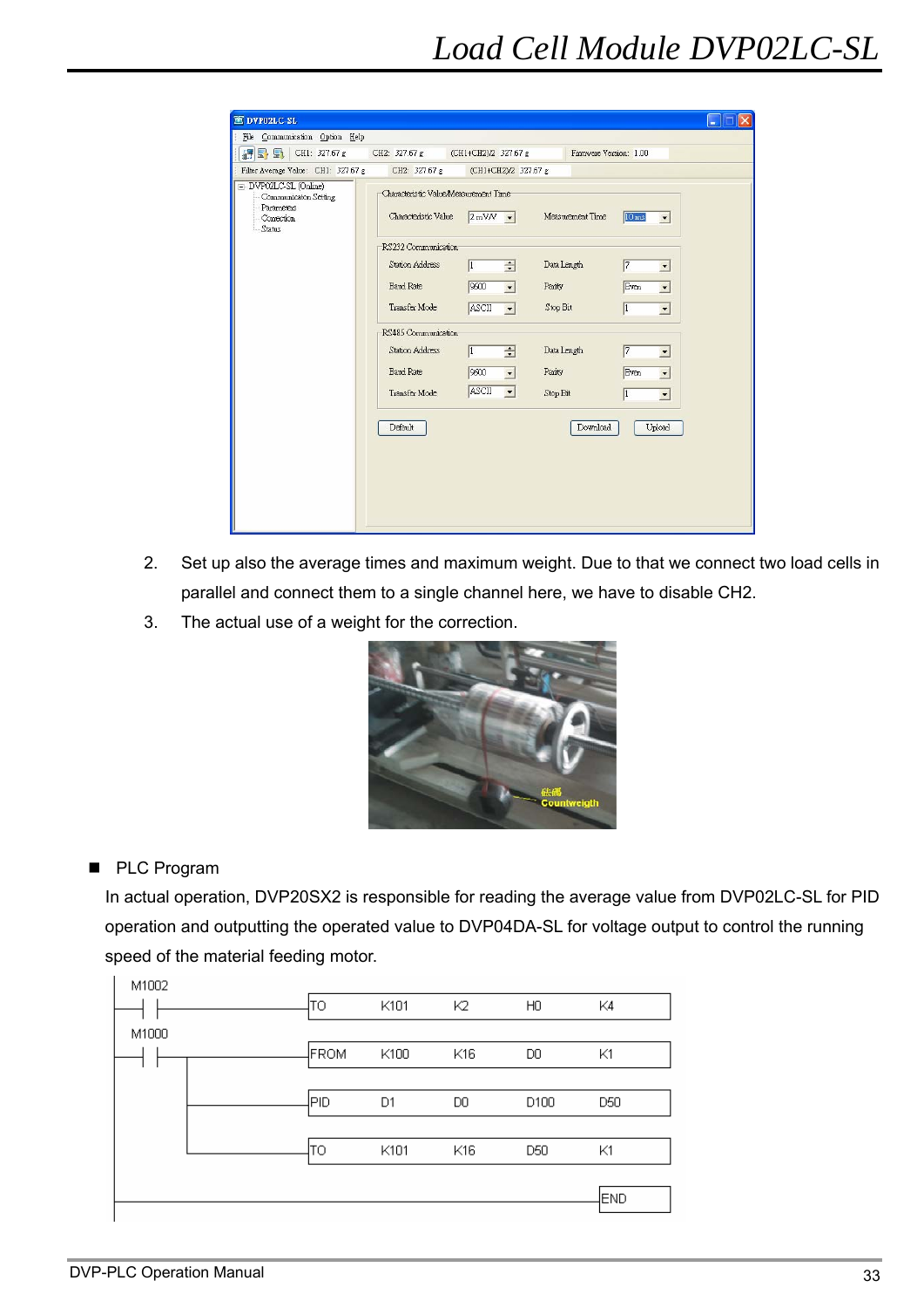2. Set up also the average times and maximum weight. Due to that we connect two load cells in parallel and connect them to a single channel here, we have to disable CH2.
3. The actual use of a weight for the correction.

- PLC Program

In actual operation, DVP20SX2 is responsible for reading the average value from DVP02LC-SL for PID operation and outputting the operated value to DVP04DA-SL for voltage output to control the running speed of the material feeding motor.

```
M1002
--| |------------------------[TO    K101  K2   H0    K4 ]
M1000
--| |--+---------------------[FROM  K100  K16  D0    K1 ]
       |
       +---------------------[PID   D1    D0   D100  D50]
       |
       +---------------------[TO    K101  K16  D50   K1 ]

---------------------------------------------------[END]
```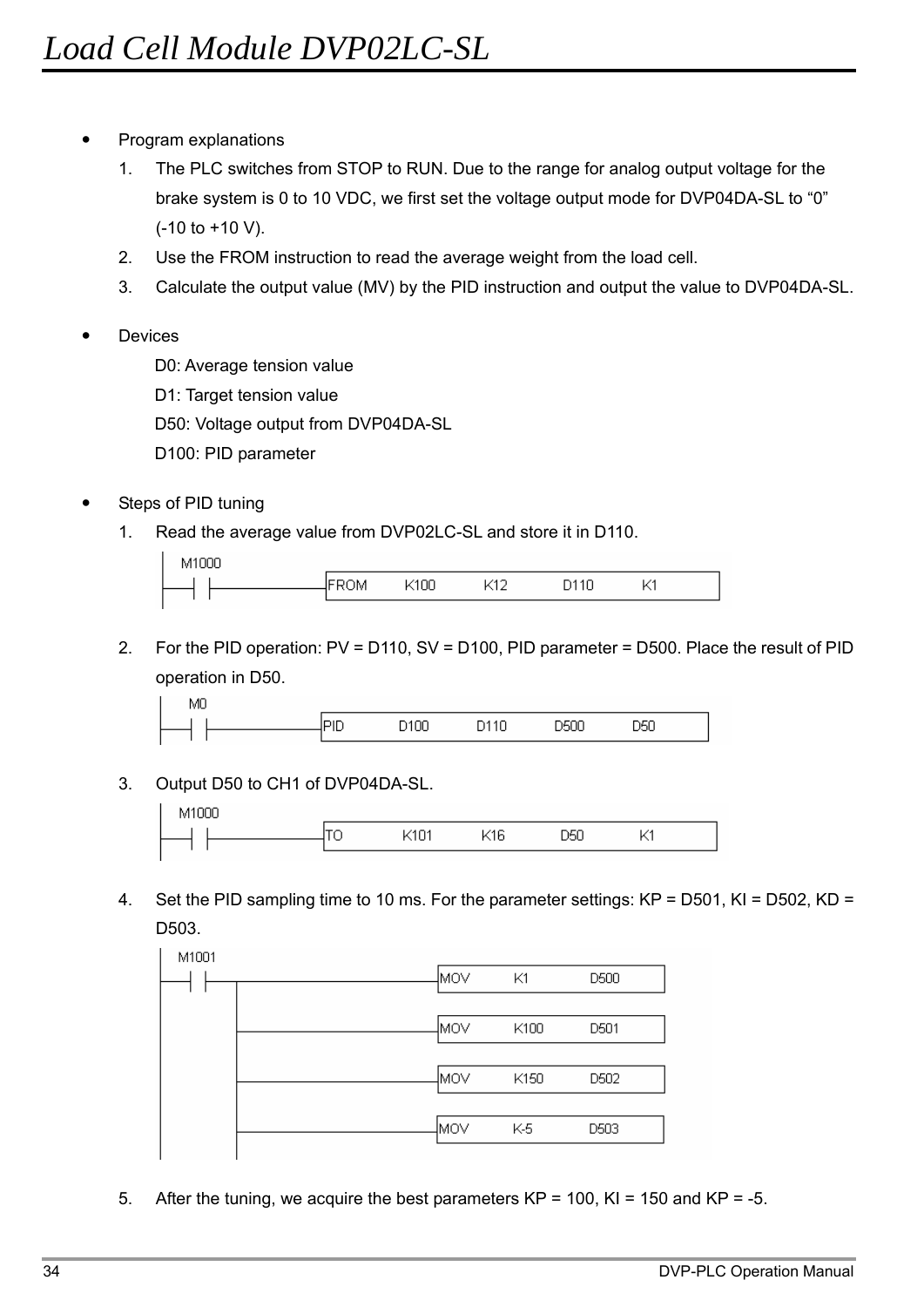# Load Cell Module DVP02LC-SL

- Program explanations
  1. The PLC switches from STOP to RUN. Due to the range for analog output voltage for the brake system is 0 to 10 VDC, we first set the voltage output mode for DVP04DA-SL to "0" (-10 to +10 V).
  2. Use the FROM instruction to read the average weight from the load cell.
  3. Calculate the output value (MV) by the PID instruction and output the value to DVP04DA-SL.

- Devices

  D0: Average tension value

  D1: Target tension value

  D50: Voltage output from DVP04DA-SL

  D100: PID parameter

- Steps of PID tuning
  1. Read the average value from DVP02LC-SL and store it in D110.

```
M1000
--| |------------[FROM  K100  K12  D110  K1]
```

  2. For the PID operation: PV = D110, SV = D100, PID parameter = D500. Place the result of PID operation in D50.

```
M0
--| |------------[PID  D100  D110  D500  D50]
```

  3. Output D50 to CH1 of DVP04DA-SL.

```
M1000
--| |------------[TO  K101  K16  D50  K1]
```

  4. Set the PID sampling time to 10 ms. For the parameter settings: KP = D501, KI = D502, KD = D503.

```
M1001
--| |----+-------[MOV  K1    D500]
         |
         +-------[MOV  K100  D501]
         |
         +-------[MOV  K150  D502]
         |
         +-------[MOV  K-5   D503]
```

  5. After the tuning, we acquire the best parameters KP = 100, KI = 150 and KP = -5.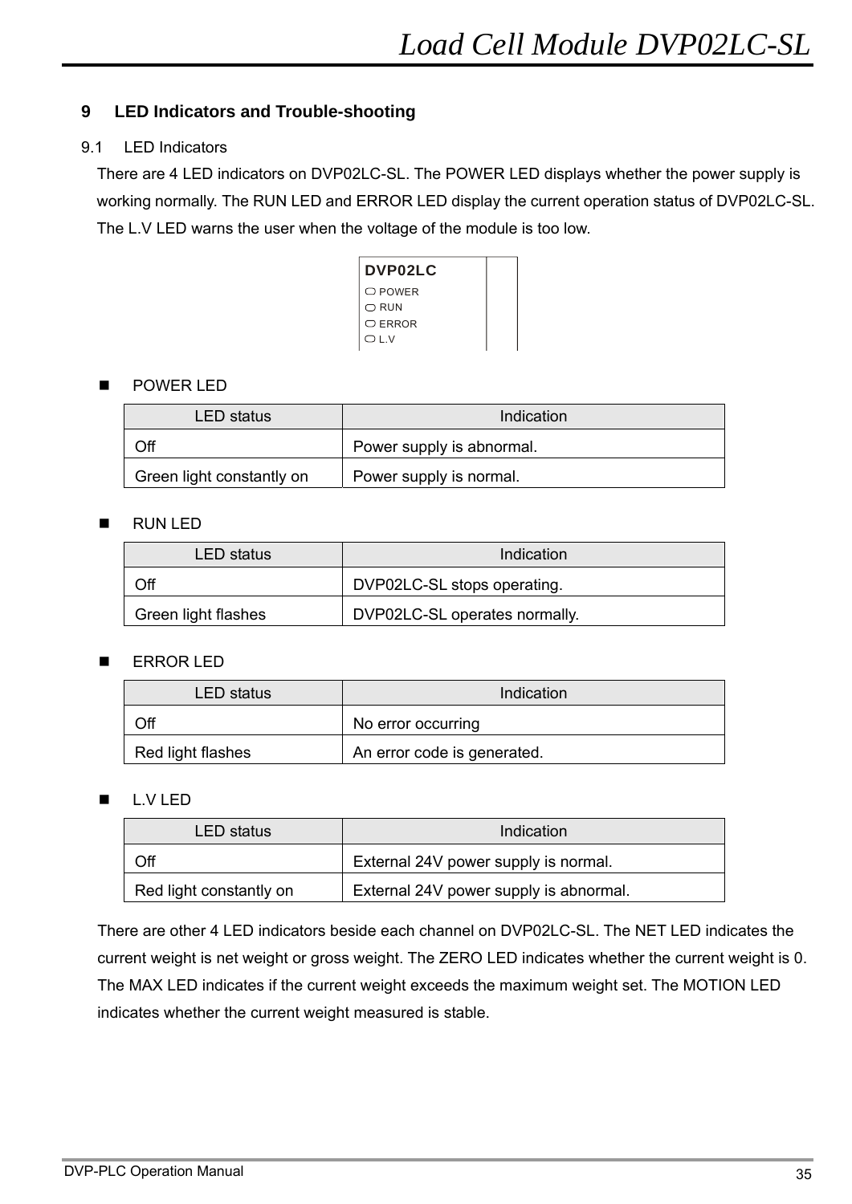## 9 LED Indicators and Trouble-shooting

### 9.1 LED Indicators

There are 4 LED indicators on DVP02LC-SL. The POWER LED displays whether the power supply is working normally. The RUN LED and ERROR LED display the current operation status of DVP02LC-SL. The L.V LED warns the user when the voltage of the module is too low.

DVP02LC
- POWER
- RUN
- ERROR
- L.V

- POWER LED

| LED status | Indication |
|---|---|
| Off | Power supply is abnormal. |
| Green light constantly on | Power supply is normal. |

- RUN LED

| LED status | Indication |
|---|---|
| Off | DVP02LC-SL stops operating. |
| Green light flashes | DVP02LC-SL operates normally. |

- ERROR LED

| LED status | Indication |
|---|---|
| Off | No error occurring |
| Red light flashes | An error code is generated. |

- L.V LED

| LED status | Indication |
|---|---|
| Off | External 24V power supply is normal. |
| Red light constantly on | External 24V power supply is abnormal. |

There are other 4 LED indicators beside each channel on DVP02LC-SL. The NET LED indicates the current weight is net weight or gross weight. The ZERO LED indicates whether the current weight is 0. The MAX LED indicates if the current weight exceeds the maximum weight set. The MOTION LED indicates whether the current weight measured is stable.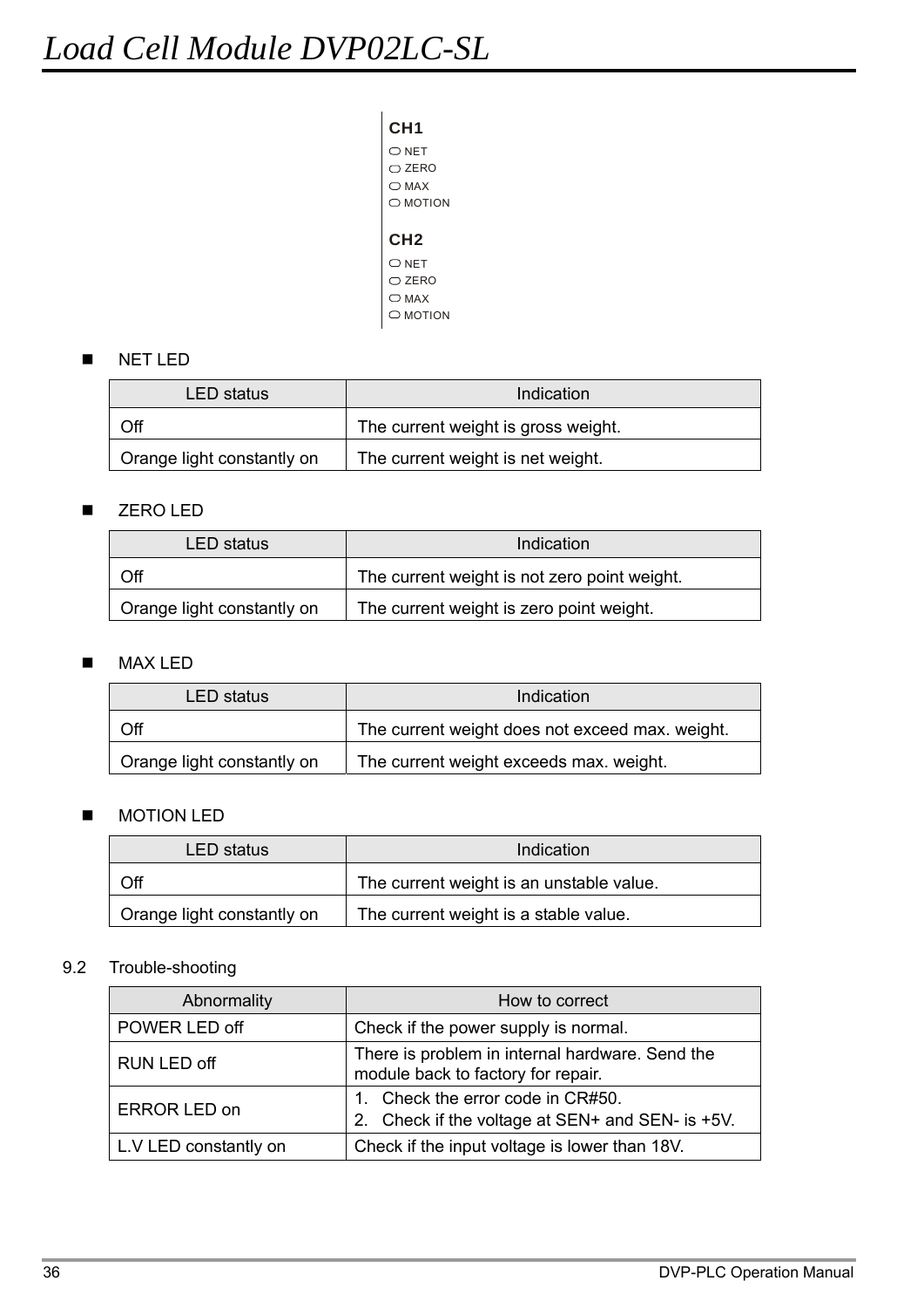CH1
NET
ZERO
MAX
MOTION

CH2
NET
ZERO
MAX
MOTION

- NET LED

| LED status | Indication |
|---|---|
| Off | The current weight is gross weight. |
| Orange light constantly on | The current weight is net weight. |

- ZERO LED

| LED status | Indication |
|---|---|
| Off | The current weight is not zero point weight. |
| Orange light constantly on | The current weight is zero point weight. |

- MAX LED

| LED status | Indication |
|---|---|
| Off | The current weight does not exceed max. weight. |
| Orange light constantly on | The current weight exceeds max. weight. |

- MOTION LED

| LED status | Indication |
|---|---|
| Off | The current weight is an unstable value. |
| Orange light constantly on | The current weight is a stable value. |

## 9.2 Trouble-shooting

| Abnormality | How to correct |
|---|---|
| POWER LED off | Check if the power supply is normal. |
| RUN LED off | There is problem in internal hardware. Send the module back to factory for repair. |
| ERROR LED on | 1. Check the error code in CR#50.<br>2. Check if the voltage at SEN+ and SEN- is +5V. |
| L.V LED constantly on | Check if the input voltage is lower than 18V. |